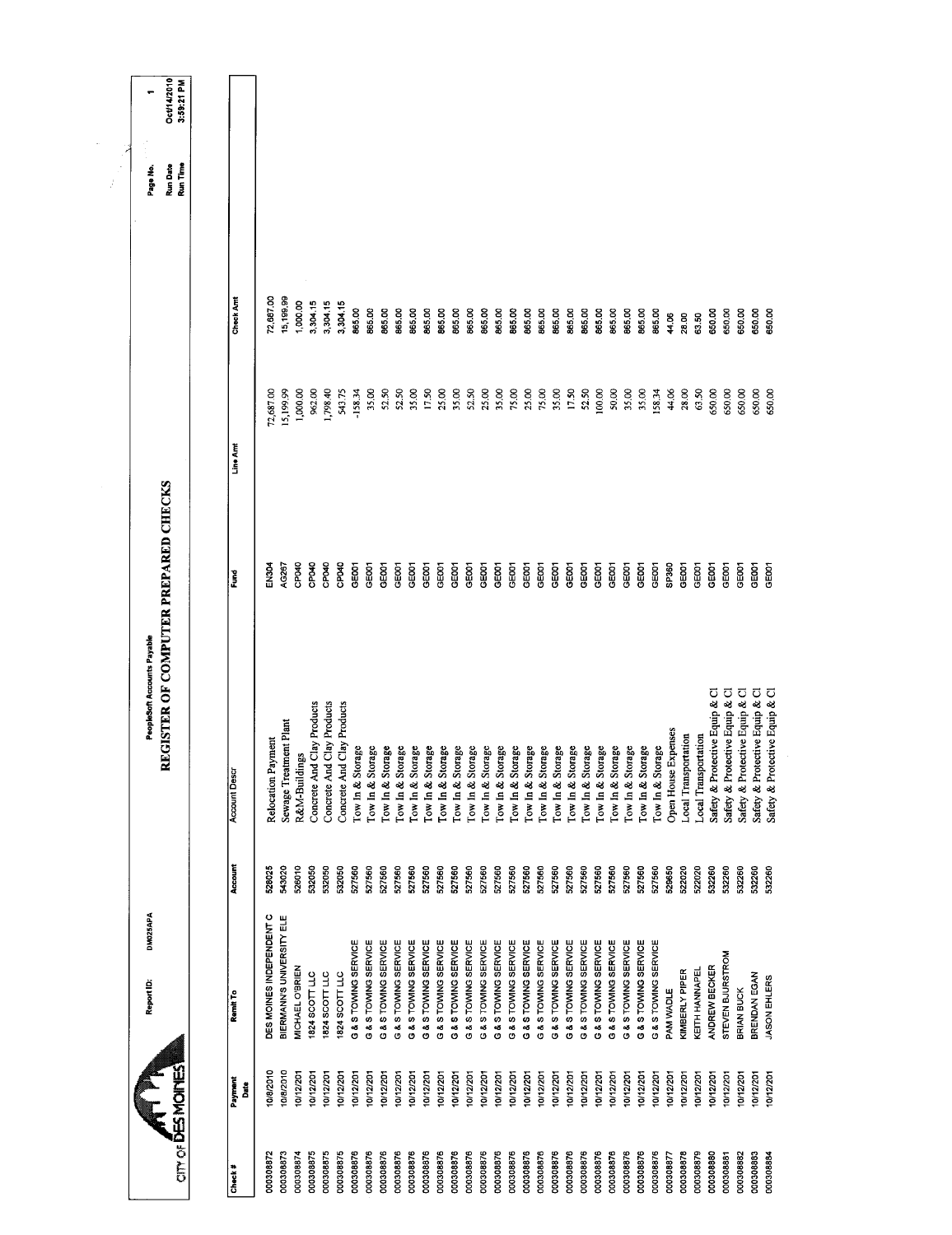CITY OF DES MOINES

Report ID: DM025APA

PeopleSoft Accounts Payable

# REGISTER OF COMPUTER PREPARED CHECKS

Page No. 1
Run Date Oct/14/2010
Run Time 3:59:21 PM

| Check # | Payment Date | Remit To | Account | Account Descr | Fund | Line Amt | Check Amt |
|---|---|---|---|---|---|---|---|
| 000308872 | 10/8/2010 | DES MOINES INDEPENDENT C | 528025 | Relocation Payment | EN304 | 72,687.00 | 72,687.00 |
| 000308873 | 10/8/2010 | BIERMANN'S UNIVERSITY ELE | 543020 | Sewage Treatment Plant | AG267 | 15,199.99 | 15,199.99 |
| 000308874 | 10/12/201 | MICHAEL O'BRIEN | 526010 | R&M-Buildings | CP040 | 1,000.00 | 1,000.00 |
| 000308875 | 10/12/201 | 1824 SCOTT LLC | 532050 | Concrete And Clay Products | CP040 | 962.00 | 3,304.15 |
| 000308875 | 10/12/201 | 1824 SCOTT LLC | 532050 | Concrete And Clay Products | CP040 | 1,798.40 | 3,304.15 |
| 000308875 | 10/12/201 | 1824 SCOTT LLC | 532050 | Concrete And Clay Products | CP040 | 543.75 | 3,304.15 |
| 000308876 | 10/12/201 | G & S TOWING SERVICE | 527560 | Tow In & Storage | GE001 | -158.34 | 865.00 |
| 000308876 | 10/12/201 | G & S TOWING SERVICE | 527560 | Tow In & Storage | GE001 | 35.00 | 865.00 |
| 000308876 | 10/12/201 | G & S TOWING SERVICE | 527560 | Tow In & Storage | GE001 | 52.50 | 865.00 |
| 000308876 | 10/12/201 | G & S TOWING SERVICE | 527560 | Tow In & Storage | GE001 | 52.50 | 865.00 |
| 000308876 | 10/12/201 | G & S TOWING SERVICE | 527560 | Tow In & Storage | GE001 | 35.00 | 865.00 |
| 000308876 | 10/12/201 | G & S TOWING SERVICE | 527560 | Tow In & Storage | GE001 | 17.50 | 865.00 |
| 000308876 | 10/12/201 | G & S TOWING SERVICE | 527560 | Tow In & Storage | GE001 | 25.00 | 865.00 |
| 000308876 | 10/12/201 | G & S TOWING SERVICE | 527560 | Tow In & Storage | GE001 | 35.00 | 865.00 |
| 000308876 | 10/12/201 | G & S TOWING SERVICE | 527560 | Tow In & Storage | GE001 | 52.50 | 865.00 |
| 000308876 | 10/12/201 | G & S TOWING SERVICE | 527560 | Tow In & Storage | GE001 | 25.00 | 865.00 |
| 000308876 | 10/12/201 | G & S TOWING SERVICE | 527560 | Tow In & Storage | GE001 | 35.00 | 865.00 |
| 000308876 | 10/12/201 | G & S TOWING SERVICE | 527560 | Tow In & Storage | GE001 | 75.00 | 865.00 |
| 000308876 | 10/12/201 | G & S TOWING SERVICE | 527560 | Tow In & Storage | GE001 | 25.00 | 865.00 |
| 000308876 | 10/12/201 | G & S TOWING SERVICE | 527560 | Tow In & Storage | GE001 | 75.00 | 865.00 |
| 000308876 | 10/12/201 | G & S TOWING SERVICE | 527560 | Tow In & Storage | GE001 | 35.00 | 865.00 |
| 000308876 | 10/12/201 | G & S TOWING SERVICE | 527560 | Tow In & Storage | GE001 | 17.50 | 865.00 |
| 000308876 | 10/12/201 | G & S TOWING SERVICE | 527560 | Tow In & Storage | GE001 | 52.50 | 865.00 |
| 000308876 | 10/12/201 | G & S TOWING SERVICE | 527560 | Tow In & Storage | GE001 | 100.00 | 865.00 |
| 000308876 | 10/12/201 | G & S TOWING SERVICE | 527560 | Tow In & Storage | GE001 | 50.00 | 865.00 |
| 000308876 | 10/12/201 | G & S TOWING SERVICE | 527560 | Tow In & Storage | GE001 | 35.00 | 865.00 |
| 000308876 | 10/12/201 | G & S TOWING SERVICE | 527560 | Tow In & Storage | GE001 | 35.00 | 865.00 |
| 000308876 | 10/12/201 | G & S TOWING SERVICE | 527560 | Tow In & Storage | GE001 | 158.34 | 865.00 |
| 000308877 | 10/12/201 | PAM WADLE | 529650 | Open House Expenses | SP360 | 44.06 | 44.06 |
| 000308878 | 10/12/201 | KIMBERLY PIPER | 522020 | Local Transportation | GE001 | 28.00 | 28.00 |
| 000308879 | 10/12/201 | KEITH HANNAPEL | 522020 | Local Transportation | GE001 | 63.50 | 63.50 |
| 000308880 | 10/12/201 | ANDREW BECKER | 532260 | Safety & Protective Equip & Cl | GE001 | 650.00 | 650.00 |
| 000308881 | 10/12/201 | STEVEN BJURSTROM | 532260 | Safety & Protective Equip & Cl | GE001 | 650.00 | 650.00 |
| 000308882 | 10/12/201 | BRIAN BUCK | 532260 | Safety & Protective Equip & Cl | GE001 | 650.00 | 650.00 |
| 000308883 | 10/12/201 | BRENDAN EGAN | 532260 | Safety & Protective Equip & Cl | GE001 | 650.00 | 650.00 |
| 000308884 | 10/12/201 | JASON EHLERS | 532260 | Safety & Protective Equip & Cl | GE001 | 650.00 | 650.00 |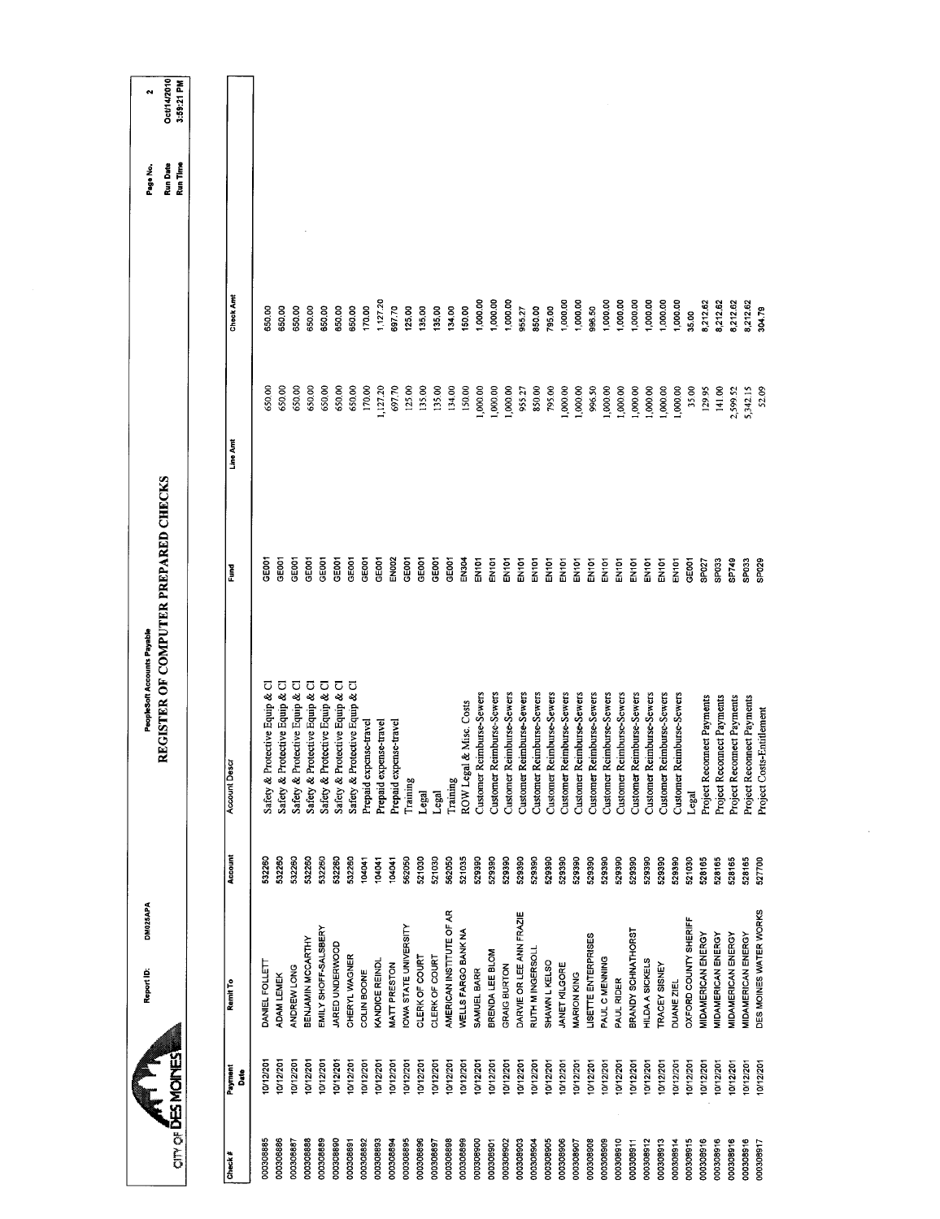CITY OF DES MOINES

Report ID: DM025APA

PeopleSoft Accounts Payable

# REGISTER OF COMPUTER PREPARED CHECKS

Page No. 2
Run Date Oct/14/2010
Run Time 3:59:21 PM

| Check # | Payment Date | Remit To | Account | Account Descr | Fund | Line Amt | Check Amt |
|---|---|---|---|---|---|---|---|
| 000308885 | 10/12/201 | DANIEL FOLLETT | 532260 | Safety & Protective Equip & Cl | GE001 | 650.00 | 650.00 |
| 000308886 | 10/12/201 | ADAM LEMEK | 532260 | Safety & Protective Equip & Cl | GE001 | 650.00 | 650.00 |
| 000308887 | 10/12/201 | ANDREW LONG | 532260 | Safety & Protective Equip & Cl | GE001 | 650.00 | 650.00 |
| 000308888 | 10/12/201 | BENJAMIN MCCARTHY | 532260 | Safety & Protective Equip & Cl | GE001 | 650.00 | 650.00 |
| 000308889 | 10/12/201 | EMILY SHOFF-SALSBERY | 532260 | Safety & Protective Equip & Cl | GE001 | 650.00 | 650.00 |
| 000308890 | 10/12/201 | JARED UNDERWOOD | 532260 | Safety & Protective Equip & Cl | GE001 | 650.00 | 650.00 |
| 000308891 | 10/12/201 | CHERYL WAGNER | 532260 | Safety & Protective Equip & Cl | GE001 | 650.00 | 650.00 |
| 000308892 | 10/12/201 | COLIN BOONE | 104041 | Prepaid expense-travel | GE001 | 170.00 | 170.00 |
| 000308893 | 10/12/201 | KANDICE REINDL | 104041 | Prepaid expense-travel | GE001 | 1,127.20 | 1,127.20 |
| 000308894 | 10/12/201 | MATT PRESTON | 104041 | Prepaid expense-travel | EN002 | 697.70 | 697.70 |
| 000308895 | 10/12/201 | IOWA STATE UNIVERSITY | 562050 | Training | GE001 | 125.00 | 125.00 |
| 000308896 | 10/12/201 | CLERK OF COURT | 521030 | Legal | GE001 | 135.00 | 135.00 |
| 000308897 | 10/12/201 | CLERK OF COURT | 521030 | Legal | GE001 | 135.00 | 135.00 |
| 000308898 | 10/12/201 | AMERICAN INSTITUTE OF AR | 562050 | Training | GE001 | 134.00 | 134.00 |
| 000308899 | 10/12/201 | WELLS FARGO BANK NA | 521035 | ROW Legal & Misc. Costs | EN304 | 150.00 | 150.00 |
| 000308900 | 10/12/201 | SAMUEL BARR | 529390 | Customer Reimburse-Sewers | EN101 | 1,000.00 | 1,000.00 |
| 000308901 | 10/12/201 | BRENDA LEE BLOM | 529390 | Customer Reimburse-Sewers | EN101 | 1,000.00 | 1,000.00 |
| 000308902 | 10/12/201 | GRAIG BURTON | 529390 | Customer Reimburse-Sewers | EN101 | 1,000.00 | 1,000.00 |
| 000308903 | 10/12/201 | DARVIE OR LEE ANN FRAZIE | 529390 | Customer Reimburse-Sewers | EN101 | 955.27 | 955.27 |
| 000308904 | 10/12/201 | RUTH M INGERSOLL | 529390 | Customer Reimburse-Sewers | EN101 | 850.00 | 850.00 |
| 000308905 | 10/12/201 | SHAWN L KELSO | 529390 | Customer Reimburse-Sewers | EN101 | 795.00 | 795.00 |
| 000308906 | 10/12/201 | JANET KILGORE | 529390 | Customer Reimburse-Sewers | EN101 | 1,000.00 | 1,000.00 |
| 000308907 | 10/12/201 | MARION KING | 529390 | Customer Reimburse-Sewers | EN101 | 1,000.00 | 1,000.00 |
| 000308908 | 10/12/201 | LISETTE ENTERPRISES | 529390 | Customer Reimburse-Sewers | EN101 | 996.50 | 996.50 |
| 000308909 | 10/12/201 | PAUL C MENNING | 529390 | Customer Reimburse-Sewers | EN101 | 1,000.00 | 1,000.00 |
| 000308910 | 10/12/201 | PAUL RIDER | 529390 | Customer Reimburse-Sewers | EN101 | 1,000.00 | 1,000.00 |
| 000308911 | 10/12/201 | BRANDY SCHNATHORST | 529390 | Customer Reimburse-Sewers | EN101 | 1,000.00 | 1,000.00 |
| 000308912 | 10/12/201 | HILDA A SICKELS | 529390 | Customer Reimburse-Sewers | EN101 | 1,000.00 | 1,000.00 |
| 000308913 | 10/12/201 | TRACEY SISNEY | 529390 | Customer Reimburse-Sewers | EN101 | 1,000.00 | 1,000.00 |
| 000308914 | 10/12/201 | DUANE ZIEL | 529390 | Customer Reimburse-Sewers | EN101 | 1,000.00 | 1,000.00 |
| 000308915 | 10/12/201 | OXFORD COUNTY SHERIFF | 521030 | Legal | GE001 | 35.00 | 35.00 |
| 000308916 | 10/12/201 | MIDAMERICAN ENERGY | 528165 | Project Reconnect Payments | SP027 | 129.95 | 8,212.62 |
| 000308916 | 10/12/201 | MIDAMERICAN ENERGY | 528165 | Project Reconnect Payments | SP033 | 141.00 | 8,212.62 |
| 000308916 | 10/12/201 | MIDAMERICAN ENERGY | 528165 | Project Reconnect Payments | SP749 | 2,599.52 | 8,212.62 |
| 000308916 | 10/12/201 | MIDAMERICAN ENERGY | 528165 | Project Reconnect Payments | SP033 | 5,342.15 | 8,212.62 |
| 000308917 | 10/12/201 | DES MOINES WATER WORKS | 527700 | Project Costs-Entitlement | SP029 | 52.09 | 304.79 |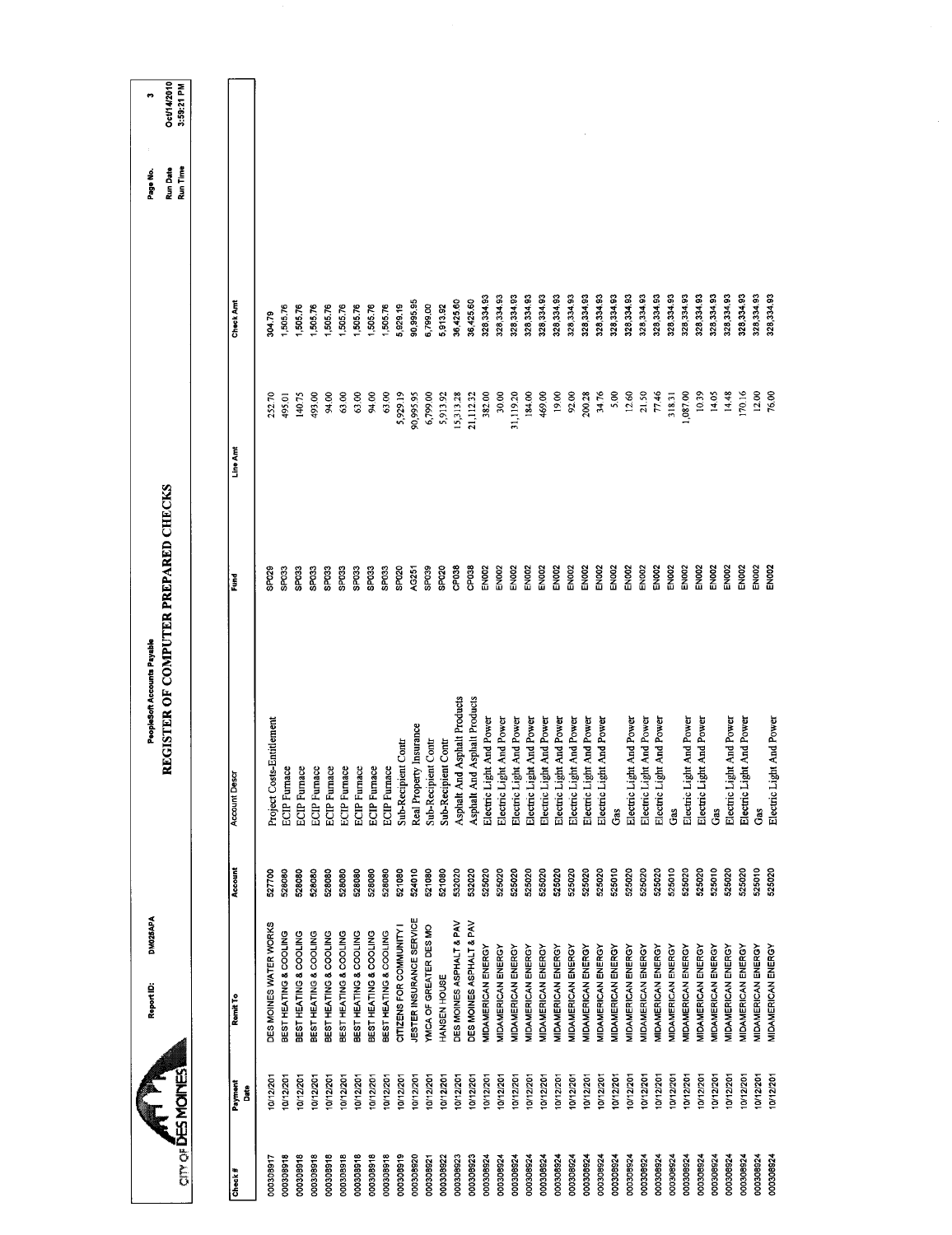CITY OF DES MOINES

Report ID: DM025APA

PeopleSoft Accounts Payable

# REGISTER OF COMPUTER PREPARED CHECKS

| Check # | Payment Date | Remit To | Account | Account Descr | Fund | Line Amt | Check Amt |
|---|---|---|---|---|---|---|---|
| 000308917 | 10/12/201 | DES MOINES WATER WORKS | 527700 | Project Costs-Entitlement | SP029 | 252.70 | 304.79 |
| 000308918 | 10/12/201 | BEST HEATING & COOLING | 528080 | ECIP Furnace | SP033 | 495.01 | 1,505.76 |
| 000308918 | 10/12/201 | BEST HEATING & COOLING | 528080 | ECIP Furnace | SP033 | 140.75 | 1,505.76 |
| 000308918 | 10/12/201 | BEST HEATING & COOLING | 528080 | ECIP Furnace | SP033 | 493.00 | 1,505.76 |
| 000308918 | 10/12/201 | BEST HEATING & COOLING | 528080 | ECIP Furnace | SP033 | 94.00 | 1,505.76 |
| 000308918 | 10/12/201 | BEST HEATING & COOLING | 528080 | ECIP Furnace | SP033 | 63.00 | 1,505.76 |
| 000308918 | 10/12/201 | BEST HEATING & COOLING | 528080 | ECIP Furnace | SP033 | 63.00 | 1,505.76 |
| 000308918 | 10/12/201 | BEST HEATING & COOLING | 528080 | ECIP Furnace | SP033 | 94.00 | 1,505.76 |
| 000308918 | 10/12/201 | BEST HEATING & COOLING | 528080 | ECIP Furnace | SP033 | 63.00 | 1,505.76 |
| 000308919 | 10/12/201 | CITIZENS FOR COMMUNITY I | 521080 | Sub-Recipient Contr | SP020 | 5,929.19 | 5,929.19 |
| 000308920 | 10/12/201 | JESTER INSURANCE SERVICE | 524010 | Real Property Insurance | AG251 | 90,995.95 | 90,995.95 |
| 000308921 | 10/12/201 | YMCA OF GREATER DES MO | 521080 | Sub-Recipient Contr | SP039 | 6,799.00 | 6,799.00 |
| 000308922 | 10/12/201 | HANSEN HOUSE | 521080 | Sub-Recipient Contr | SP020 | 5,913.92 | 5,913.92 |
| 000308923 | 10/12/201 | DES MOINES ASPHALT & PAV | 532020 | Asphalt And Asphalt Products | CP038 | 15,313.28 | 36,425.60 |
| 000308923 | 10/12/201 | DES MOINES ASPHALT & PAV | 532020 | Asphalt And Asphalt Products | CP038 | 21,112.32 | 36,425.60 |
| 000308924 | 10/12/201 | MIDAMERICAN ENERGY | 525020 | Electric Light And Power | EN002 | 382.00 | 328,334.93 |
| 000308924 | 10/12/201 | MIDAMERICAN ENERGY | 525020 | Electric Light And Power | EN002 | 30.00 | 328,334.93 |
| 000308924 | 10/12/201 | MIDAMERICAN ENERGY | 525020 | Electric Light And Power | EN002 | 31,119.20 | 328,334.93 |
| 000308924 | 10/12/201 | MIDAMERICAN ENERGY | 525020 | Electric Light And Power | EN002 | 184.00 | 328,334.93 |
| 000308924 | 10/12/201 | MIDAMERICAN ENERGY | 525020 | Electric Light And Power | EN002 | 469.00 | 328,334.93 |
| 000308924 | 10/12/201 | MIDAMERICAN ENERGY | 525020 | Electric Light And Power | EN002 | 19.00 | 328,334.93 |
| 000308924 | 10/12/201 | MIDAMERICAN ENERGY | 525020 | Electric Light And Power | EN002 | 92.00 | 328,334.93 |
| 000308924 | 10/12/201 | MIDAMERICAN ENERGY | 525020 | Electric Light And Power | EN002 | 200.28 | 328,334.93 |
| 000308924 | 10/12/201 | MIDAMERICAN ENERGY | 525020 | Electric Light And Power | EN002 | 34.76 | 328,334.93 |
| 000308924 | 10/12/201 | MIDAMERICAN ENERGY | 525010 | Gas | EN002 | 5.00 | 328,334.93 |
| 000308924 | 10/12/201 | MIDAMERICAN ENERGY | 525020 | Electric Light And Power | EN002 | 12.60 | 328,334.93 |
| 000308924 | 10/12/201 | MIDAMERICAN ENERGY | 525020 | Electric Light And Power | EN002 | 21.50 | 328,334.93 |
| 000308924 | 10/12/201 | MIDAMERICAN ENERGY | 525020 | Electric Light And Power | EN002 | 77.46 | 328,334.93 |
| 000308924 | 10/12/201 | MIDAMERICAN ENERGY | 525010 | Gas | EN002 | 318.31 | 328,334.93 |
| 000308924 | 10/12/201 | MIDAMERICAN ENERGY | 525020 | Electric Light And Power | EN002 | 1,087.00 | 328,334.93 |
| 000308924 | 10/12/201 | MIDAMERICAN ENERGY | 525020 | Electric Light And Power | EN002 | 10.39 | 328,334.93 |
| 000308924 | 10/12/201 | MIDAMERICAN ENERGY | 525010 | Gas | EN002 | 14.05 | 328,334.93 |
| 000308924 | 10/12/201 | MIDAMERICAN ENERGY | 525020 | Electric Light And Power | EN002 | 14.48 | 328,334.93 |
| 000308924 | 10/12/201 | MIDAMERICAN ENERGY | 525020 | Electric Light And Power | EN002 | 170.16 | 328,334.93 |
| 000308924 | 10/12/201 | MIDAMERICAN ENERGY | 525010 | Gas | EN002 | 12.00 | 328,334.93 |
| 000308924 | 10/12/201 | MIDAMERICAN ENERGY | 525020 | Electric Light And Power | EN002 | 76.00 | 328,334.93 |

Page No. 3
Run Date Oct/14/2010
Run Time 3:59:21 PM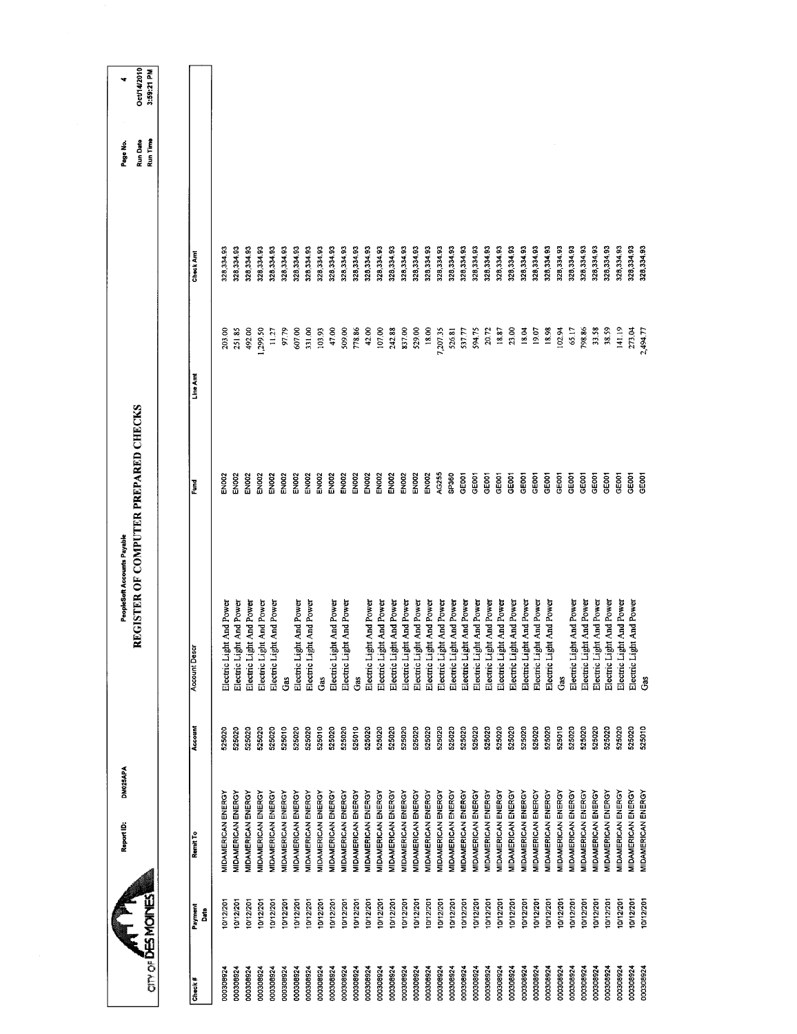CITY OF DES MOINES

Report ID: DM025APA

PeopleSoft Accounts Payable

# REGISTER OF COMPUTER PREPARED CHECKS

Page No. 4
Run Date Oct/14/2010
Run Time 3:59:21 PM

| Check # | Payment Date | Remit To | Account | Account Descr | Fund | Line Amt | Check Amt |
|---|---|---|---|---|---|---|---|
| 000308924 | 10/12/201 | MIDAMERICAN ENERGY | 525020 | Electric Light And Power | EN002 | 203.00 | 328,334.93 |
| 000308924 | 10/12/201 | MIDAMERICAN ENERGY | 525020 | Electric Light And Power | EN002 | 251.85 | 328,334.93 |
| 000308924 | 10/12/201 | MIDAMERICAN ENERGY | 525020 | Electric Light And Power | EN002 | 492.00 | 328,334.93 |
| 000308924 | 10/12/201 | MIDAMERICAN ENERGY | 525020 | Electric Light And Power | EN002 | 1,299.50 | 328,334.93 |
| 000308924 | 10/12/201 | MIDAMERICAN ENERGY | 525020 | Electric Light And Power | EN002 | 11.27 | 328,334.93 |
| 000308924 | 10/12/201 | MIDAMERICAN ENERGY | 525010 | Gas | EN002 | 97.79 | 328,334.93 |
| 000308924 | 10/12/201 | MIDAMERICAN ENERGY | 525020 | Electric Light And Power | EN002 | 607.00 | 328,334.93 |
| 000308924 | 10/12/201 | MIDAMERICAN ENERGY | 525020 | Electric Light And Power | EN002 | 331.00 | 328,334.93 |
| 000308924 | 10/12/201 | MIDAMERICAN ENERGY | 525010 | Gas | EN002 | 103.93 | 328,334.93 |
| 000308924 | 10/12/201 | MIDAMERICAN ENERGY | 525020 | Electric Light And Power | EN002 | 47.00 | 328,334.93 |
| 000308924 | 10/12/201 | MIDAMERICAN ENERGY | 525020 | Electric Light And Power | EN002 | 509.00 | 328,334.93 |
| 000308924 | 10/12/201 | MIDAMERICAN ENERGY | 525010 | Gas | EN002 | 778.86 | 328,334.93 |
| 000308924 | 10/12/201 | MIDAMERICAN ENERGY | 525020 | Electric Light And Power | EN002 | 42.00 | 328,334.93 |
| 000308924 | 10/12/201 | MIDAMERICAN ENERGY | 525020 | Electric Light And Power | EN002 | 107.00 | 328,334.93 |
| 000308924 | 10/12/201 | MIDAMERICAN ENERGY | 525020 | Electric Light And Power | EN002 | 242.88 | 328,334.93 |
| 000308924 | 10/12/201 | MIDAMERICAN ENERGY | 525020 | Electric Light And Power | EN002 | 837.00 | 328,334.93 |
| 000308924 | 10/12/201 | MIDAMERICAN ENERGY | 525020 | Electric Light And Power | EN002 | 529.00 | 328,334.93 |
| 000308924 | 10/12/201 | MIDAMERICAN ENERGY | 525020 | Electric Light And Power | EN002 | 18.00 | 328,334.93 |
| 000308924 | 10/12/201 | MIDAMERICAN ENERGY | 525020 | Electric Light And Power | AG255 | 7,207.35 | 328,334.93 |
| 000308924 | 10/12/201 | MIDAMERICAN ENERGY | 525020 | Electric Light And Power | SP360 | 526.81 | 328,334.93 |
| 000308924 | 10/12/201 | MIDAMERICAN ENERGY | 525020 | Electric Light And Power | GE001 | 537.77 | 328,334.93 |
| 000308924 | 10/12/201 | MIDAMERICAN ENERGY | 525020 | Electric Light And Power | GE001 | 594.75 | 328,334.93 |
| 000308924 | 10/12/201 | MIDAMERICAN ENERGY | 525020 | Electric Light And Power | GE001 | 20.72 | 328,334.93 |
| 000308924 | 10/12/201 | MIDAMERICAN ENERGY | 525020 | Electric Light And Power | GE001 | 18.87 | 328,334.93 |
| 000308924 | 10/12/201 | MIDAMERICAN ENERGY | 525020 | Electric Light And Power | GE001 | 23.00 | 328,334.93 |
| 000308924 | 10/12/201 | MIDAMERICAN ENERGY | 525020 | Electric Light And Power | GE001 | 18.04 | 328,334.93 |
| 000308924 | 10/12/201 | MIDAMERICAN ENERGY | 525020 | Electric Light And Power | GE001 | 19.07 | 328,334.93 |
| 000308924 | 10/12/201 | MIDAMERICAN ENERGY | 525020 | Electric Light And Power | GE001 | 18.98 | 328,334.93 |
| 000308924 | 10/12/201 | MIDAMERICAN ENERGY | 525010 | Gas | GE001 | 102.94 | 328,334.93 |
| 000308924 | 10/12/201 | MIDAMERICAN ENERGY | 525020 | Electric Light And Power | GE001 | 65.17 | 328,334.93 |
| 000308924 | 10/12/201 | MIDAMERICAN ENERGY | 525020 | Electric Light And Power | GE001 | 798.86 | 328,334.93 |
| 000308924 | 10/12/201 | MIDAMERICAN ENERGY | 525020 | Electric Light And Power | GE001 | 33.58 | 328,334.93 |
| 000308924 | 10/12/201 | MIDAMERICAN ENERGY | 525020 | Electric Light And Power | GE001 | 38.59 | 328,334.93 |
| 000308924 | 10/12/201 | MIDAMERICAN ENERGY | 525020 | Electric Light And Power | GE001 | 141.19 | 328,334.93 |
| 000308924 | 10/12/201 | MIDAMERICAN ENERGY | 525020 | Electric Light And Power | GE001 | 273.04 | 328,334.93 |
| 000308924 | 10/12/201 | MIDAMERICAN ENERGY | 525010 | Gas | GE001 | 2,494.77 | 328,334.93 |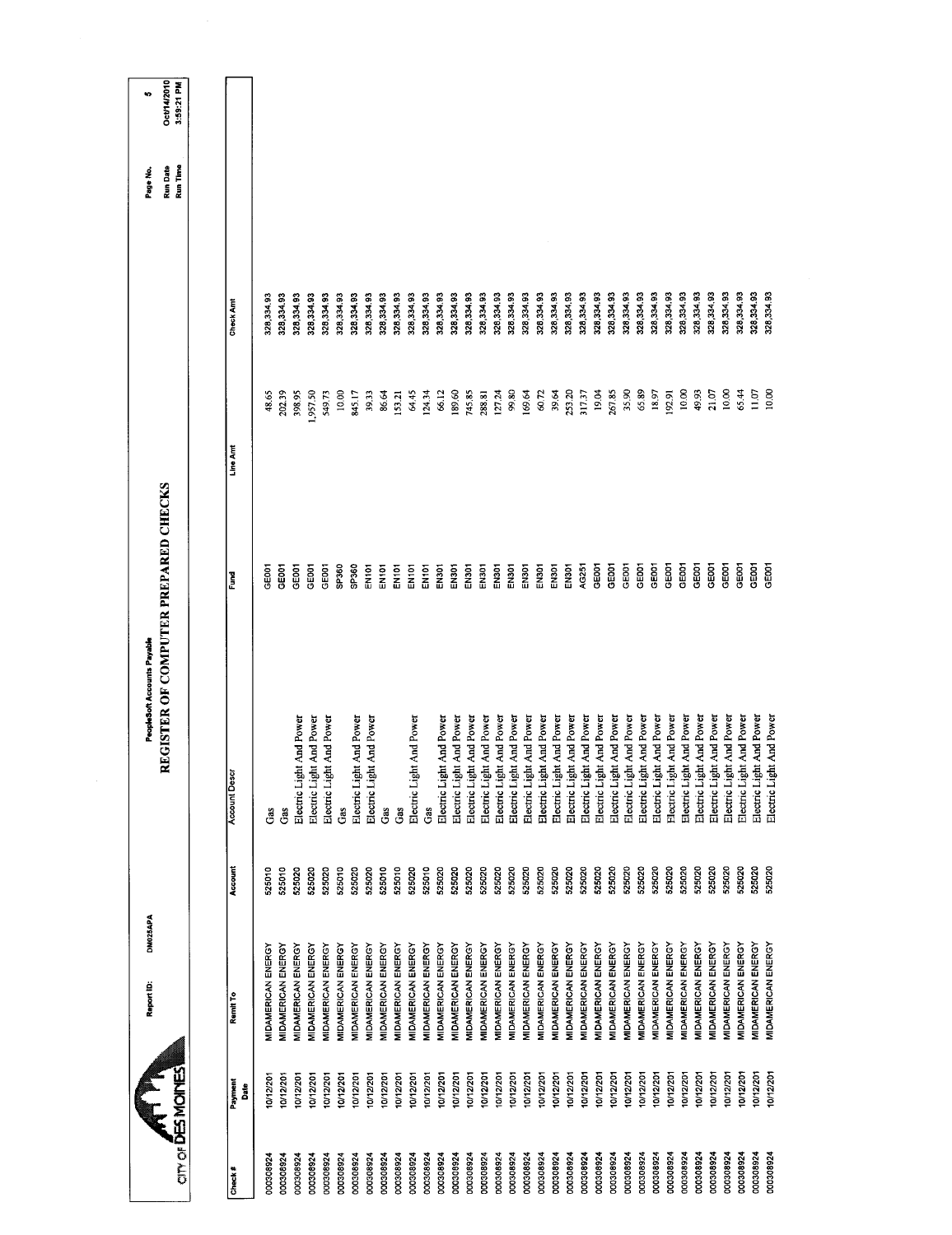# REGISTER OF COMPUTER PREPARED CHECKS

PeopleSoft Accounts Payable

CITY OF DES MOINES

Report ID: DM025APA

Page No. 5
Run Date Oct/14/2010
Run Time 3:59:21 PM

| Check # | Payment Date | Remit To | Account | Account Descr | Fund | Line Amt | Check Amt |
|---|---|---|---|---|---|---|---|
| 000308924 | 10/12/201 | MIDAMERICAN ENERGY | 525010 | Gas | GE001 | 48.65 | 328,334.93 |
| 000308924 | 10/12/201 | MIDAMERICAN ENERGY | 525010 | Gas | GE001 | 202.39 | 328,334.93 |
| 000308924 | 10/12/201 | MIDAMERICAN ENERGY | 525020 | Electric Light And Power | GE001 | 398.95 | 328,334.93 |
| 000308924 | 10/12/201 | MIDAMERICAN ENERGY | 525020 | Electric Light And Power | GE001 | 1,957.50 | 328,334.93 |
| 000308924 | 10/12/201 | MIDAMERICAN ENERGY | 525020 | Electric Light And Power | GE001 | 549.73 | 328,334.93 |
| 000308924 | 10/12/201 | MIDAMERICAN ENERGY | 525010 | Gas | SP360 | 10.00 | 328,334.93 |
| 000308924 | 10/12/201 | MIDAMERICAN ENERGY | 525020 | Electric Light And Power | SP360 | 845.17 | 328,334.93 |
| 000308924 | 10/12/201 | MIDAMERICAN ENERGY | 525020 | Electric Light And Power | EN101 | 39.33 | 328,334.93 |
| 000308924 | 10/12/201 | MIDAMERICAN ENERGY | 525010 | Gas | EN101 | 86.64 | 328,334.93 |
| 000308924 | 10/12/201 | MIDAMERICAN ENERGY | 525010 | Gas | EN101 | 153.21 | 328,334.93 |
| 000308924 | 10/12/201 | MIDAMERICAN ENERGY | 525020 | Electric Light And Power | EN101 | 64.45 | 328,334.93 |
| 000308924 | 10/12/201 | MIDAMERICAN ENERGY | 525010 | Gas | EN101 | 124.34 | 328,334.93 |
| 000308924 | 10/12/201 | MIDAMERICAN ENERGY | 525020 | Electric Light And Power | EN301 | 66.12 | 328,334.93 |
| 000308924 | 10/12/201 | MIDAMERICAN ENERGY | 525020 | Electric Light And Power | EN301 | 189.60 | 328,334.93 |
| 000308924 | 10/12/201 | MIDAMERICAN ENERGY | 525020 | Electric Light And Power | EN301 | 745.85 | 328,334.93 |
| 000308924 | 10/12/201 | MIDAMERICAN ENERGY | 525020 | Electric Light And Power | EN301 | 288.81 | 328,334.93 |
| 000308924 | 10/12/201 | MIDAMERICAN ENERGY | 525020 | Electric Light And Power | EN301 | 127.24 | 328,334.93 |
| 000308924 | 10/12/201 | MIDAMERICAN ENERGY | 525020 | Electric Light And Power | EN301 | 99.80 | 328,334.93 |
| 000308924 | 10/12/201 | MIDAMERICAN ENERGY | 525020 | Electric Light And Power | EN301 | 169.64 | 328,334.93 |
| 000308924 | 10/12/201 | MIDAMERICAN ENERGY | 525020 | Electric Light And Power | EN301 | 60.72 | 328,334.93 |
| 000308924 | 10/12/201 | MIDAMERICAN ENERGY | 525020 | Electric Light And Power | EN301 | 39.64 | 328,334.93 |
| 000308924 | 10/12/201 | MIDAMERICAN ENERGY | 525020 | Electric Light And Power | EN301 | 253.20 | 328,334.93 |
| 000308924 | 10/12/201 | MIDAMERICAN ENERGY | 525020 | Electric Light And Power | AG251 | 317.37 | 328,334.93 |
| 000308924 | 10/12/201 | MIDAMERICAN ENERGY | 525020 | Electric Light And Power | GE001 | 19.04 | 328,334.93 |
| 000308924 | 10/12/201 | MIDAMERICAN ENERGY | 525020 | Electric Light And Power | GE001 | 267.85 | 328,334.93 |
| 000308924 | 10/12/201 | MIDAMERICAN ENERGY | 525020 | Electric Light And Power | GE001 | 35.90 | 328,334.93 |
| 000308924 | 10/12/201 | MIDAMERICAN ENERGY | 525020 | Electric Light And Power | GE001 | 65.89 | 328,334.93 |
| 000308924 | 10/12/201 | MIDAMERICAN ENERGY | 525020 | Electric Light And Power | GE001 | 18.97 | 328,334.93 |
| 000308924 | 10/12/201 | MIDAMERICAN ENERGY | 525020 | Electric Light And Power | GE001 | 192.91 | 328,334.93 |
| 000308924 | 10/12/201 | MIDAMERICAN ENERGY | 525020 | Electric Light And Power | GE001 | 10.00 | 328,334.93 |
| 000308924 | 10/12/201 | MIDAMERICAN ENERGY | 525020 | Electric Light And Power | GE001 | 49.93 | 328,334.93 |
| 000308924 | 10/12/201 | MIDAMERICAN ENERGY | 525020 | Electric Light And Power | GE001 | 21.07 | 328,334.93 |
| 000308924 | 10/12/201 | MIDAMERICAN ENERGY | 525020 | Electric Light And Power | GE001 | 10.00 | 328,334.93 |
| 000308924 | 10/12/201 | MIDAMERICAN ENERGY | 525020 | Electric Light And Power | GE001 | 65.44 | 328,334.93 |
| 000308924 | 10/12/201 | MIDAMERICAN ENERGY | 525020 | Electric Light And Power | GE001 | 11.07 | 328,334.93 |
| 000308924 | 10/12/201 | MIDAMERICAN ENERGY | 525020 | Electric Light And Power | GE001 | 10.00 | 328,334.93 |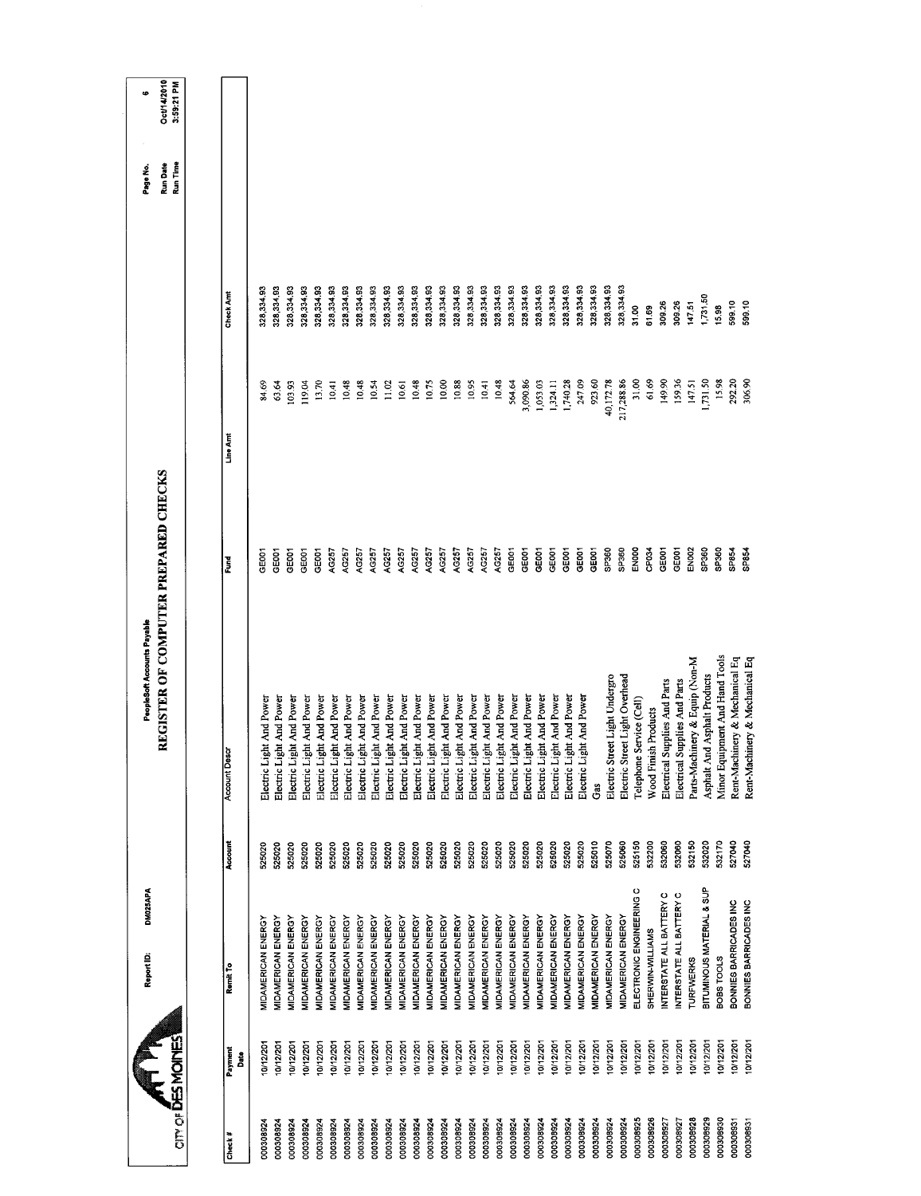# REGISTER OF COMPUTER PREPARED CHECKS

PeopleSoft Accounts Payable

Report ID: DM025APA

CITY OF DES MOINES

Page No. 6
Run Date Oct/14/2010
Run Time 3:59:21 PM

| Check # | Payment Date | Remit To | Account | Account Descr | Fund | Line Amt | Check Amt |
|---|---|---|---|---|---|---|---|
| 000308924 | 10/12/201 | MIDAMERICAN ENERGY | 525020 | Electric Light And Power | GE001 | 84.69 | 328,334.93 |
| 000308924 | 10/12/201 | MIDAMERICAN ENERGY | 525020 | Electric Light And Power | GE001 | 63.64 | 328,334.93 |
| 000308924 | 10/12/201 | MIDAMERICAN ENERGY | 525020 | Electric Light And Power | GE001 | 103.93 | 328,334.93 |
| 000308924 | 10/12/201 | MIDAMERICAN ENERGY | 525020 | Electric Light And Power | GE001 | 119.04 | 328,334.93 |
| 000308924 | 10/12/201 | MIDAMERICAN ENERGY | 525020 | Electric Light And Power | GE001 | 13.70 | 328,334.93 |
| 000308924 | 10/12/201 | MIDAMERICAN ENERGY | 525020 | Electric Light And Power | AG257 | 10.41 | 328,334.93 |
| 000308924 | 10/12/201 | MIDAMERICAN ENERGY | 525020 | Electric Light And Power | AG257 | 10.48 | 328,334.93 |
| 000308924 | 10/12/201 | MIDAMERICAN ENERGY | 525020 | Electric Light And Power | AG257 | 10.48 | 328,334.93 |
| 000308924 | 10/12/201 | MIDAMERICAN ENERGY | 525020 | Electric Light And Power | AG257 | 10.54 | 328,334.93 |
| 000308924 | 10/12/201 | MIDAMERICAN ENERGY | 525020 | Electric Light And Power | AG257 | 11.02 | 328,334.93 |
| 000308924 | 10/12/201 | MIDAMERICAN ENERGY | 525020 | Electric Light And Power | AG257 | 10.61 | 328,334.93 |
| 000308924 | 10/12/201 | MIDAMERICAN ENERGY | 525020 | Electric Light And Power | AG257 | 10.48 | 328,334.93 |
| 000308924 | 10/12/201 | MIDAMERICAN ENERGY | 525020 | Electric Light And Power | AG257 | 10.75 | 328,334.93 |
| 000308924 | 10/12/201 | MIDAMERICAN ENERGY | 525020 | Electric Light And Power | AG257 | 10.00 | 328,334.93 |
| 000308924 | 10/12/201 | MIDAMERICAN ENERGY | 525020 | Electric Light And Power | AG257 | 10.88 | 328,334.93 |
| 000308924 | 10/12/201 | MIDAMERICAN ENERGY | 525020 | Electric Light And Power | AG257 | 10.95 | 328,334.93 |
| 000308924 | 10/12/201 | MIDAMERICAN ENERGY | 525020 | Electric Light And Power | AG257 | 10.41 | 328,334.93 |
| 000308924 | 10/12/201 | MIDAMERICAN ENERGY | 525020 | Electric Light And Power | AG257 | 10.48 | 328,334.93 |
| 000308924 | 10/12/201 | MIDAMERICAN ENERGY | 525020 | Electric Light And Power | GE001 | 564.64 | 328,334.93 |
| 000308924 | 10/12/201 | MIDAMERICAN ENERGY | 525020 | Electric Light And Power | GE001 | 3,090.86 | 328,334.93 |
| 000308924 | 10/12/201 | MIDAMERICAN ENERGY | 525020 | Electric Light And Power | GE001 | 1,053.03 | 328,334.93 |
| 000308924 | 10/12/201 | MIDAMERICAN ENERGY | 525020 | Electric Light And Power | GE001 | 1,324.11 | 328,334.93 |
| 000308924 | 10/12/201 | MIDAMERICAN ENERGY | 525020 | Electric Light And Power | GE001 | 1,740.28 | 328,334.93 |
| 000308924 | 10/12/201 | MIDAMERICAN ENERGY | 525020 | Electric Light And Power | GE001 | 247.09 | 328,334.93 |
| 000308924 | 10/12/201 | MIDAMERICAN ENERGY | 525010 | Gas | GE001 | 923.60 | 328,334.93 |
| 000308924 | 10/12/201 | MIDAMERICAN ENERGY | 525070 | Electric Street Light Undergro | SP360 | 40,172.78 | 328,334.93 |
| 000308924 | 10/12/201 | MIDAMERICAN ENERGY | 525060 | Electric Street Light Overhead | SP360 | 217,288.86 | 328,334.93 |
| 000308925 | 10/12/201 | ELECTRONIC ENGINEERING C | 525150 | Telephone Service (Cell) | EN000 | 31.00 | 31.00 |
| 000308926 | 10/12/201 | SHERWIN-WILLIAMS | 532200 | Wood Finish Products | CP034 | 61.69 | 61.69 |
| 000308927 | 10/12/201 | INTERSTATE ALL BATTERY C | 532060 | Electrical Supplies And Parts | GE001 | 149.90 | 309.26 |
| 000308927 | 10/12/201 | INTERSTATE ALL BATTERY C | 532060 | Electrical Supplies And Parts | GE001 | 159.36 | 309.26 |
| 000308928 | 10/12/201 | TURFWERKS | 532150 | Parts-Machinery & Equip (Non-M | EN002 | 147.51 | 147.51 |
| 000308929 | 10/12/201 | BITUMINOUS MATERIAL & SUP | 532020 | Asphalt And Asphalt Products | SP360 | 1,731.50 | 1,731.50 |
| 000308930 | 10/12/201 | BOBS TOOLS | 532170 | Minor Equipment And Hand Tools | SP360 | 15.98 | 15.98 |
| 000308931 | 10/12/201 | BONNIES BARRICADES INC | 527040 | Rent-Machinery & Mechanical Eq | SP854 | 292.20 | 599.10 |
| 000308931 | 10/12/201 | BONNIES BARRICADES INC | 527040 | Rent-Machinery & Mechanical Eq | SP854 | 306.90 | 599.10 |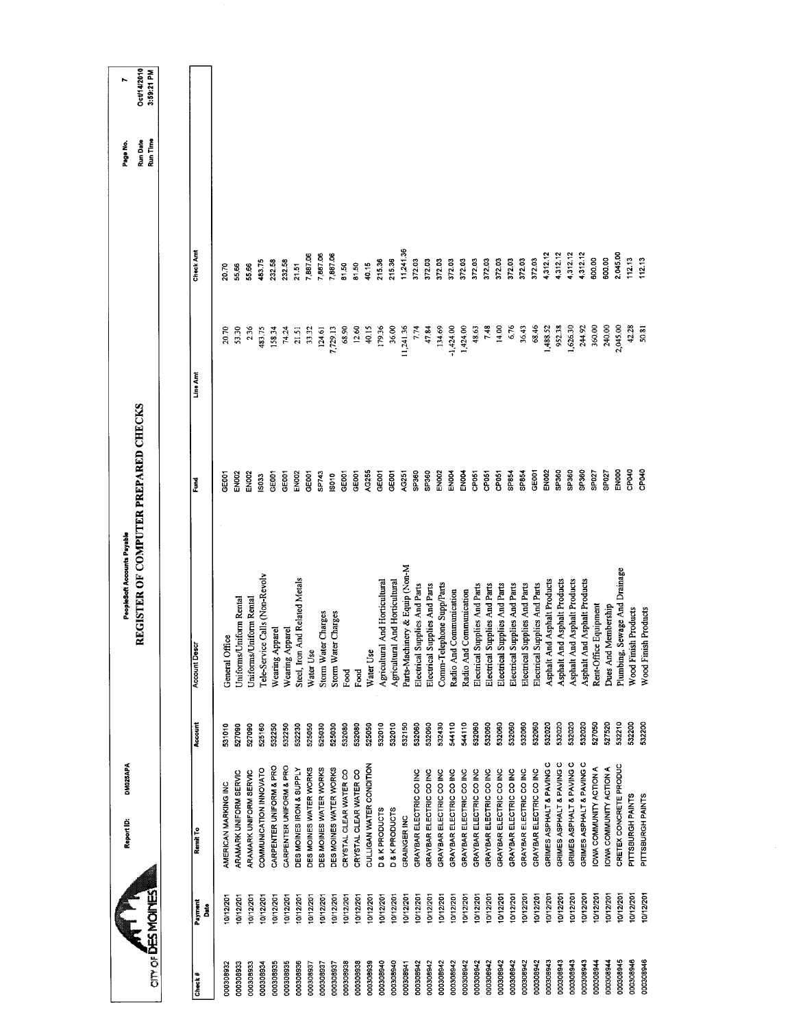CITY OF DES MOINES

Report ID: DM025APA

PeopleSoft Accounts Payable

# REGISTER OF COMPUTER PREPARED CHECKS

Page No. 7
Run Date Oct/14/2010
Run Time 3:59:21 PM

| Check # | Payment Date | Remit To | Account | Account Descr | Fund | Line Amt | Check Amt |
|---|---|---|---|---|---|---|---|
| 000308932 | 10/12/201 | AMERICAN MARKING INC | 531010 | General Office | GE001 | 20.70 | 20.70 |
| 000308933 | 10/12/201 | ARAMARK UNIFORM SERVIC | 527080 | Uniforms/Uniform Rental | EN002 | 53.30 | 55.66 |
| 000308933 | 10/12/201 | ARAMARK UNIFORM SERVIC | 527090 | Uniforms/Uniform Rental | EN002 | 2.36 | 55.66 |
| 000308934 | 10/12/201 | COMMUNICATION INNOVATO | 525160 | Tele-Service Calls (Non-Revolv | IS033 | 483.75 | 483.75 |
| 000308935 | 10/12/201 | CARPENTER UNIFORM & PRO | 532250 | Wearing Apparel | GE001 | 158.34 | 232.58 |
| 000308935 | 10/12/201 | CARPENTER UNIFORM & PRO | 532250 | Wearing Apparel | GE001 | 74.24 | 232.58 |
| 000308936 | 10/12/201 | DES MOINES IRON & SUPPLY | 532230 | Steel, Iron And Related Metals | EN002 | 21.51 | 21.51 |
| 000308937 | 10/12/201 | DES MOINES WATER WORKS | 525050 | Water Use | GE001 | 33.32 | 7,887.06 |
| 000308937 | 10/12/201 | DES MOINES WATER WORKS | 525030 | Storm Water Charges | SP743 | 124.61 | 7,887.06 |
| 000308937 | 10/12/201 | DES MOINES WATER WORKS | 525030 | Storm Water Charges | IS010 | 7,729.13 | 7,887.06 |
| 000308938 | 10/12/201 | CRYSTAL CLEAR WATER CO | 532080 | Food | GE001 | 68.90 | 81.50 |
| 000308938 | 10/12/201 | CRYSTAL CLEAR WATER CO | 532080 | Food | GE001 | 12.60 | 81.50 |
| 000308939 | 10/12/201 | CULLIGAN WATER CONDITION | 525050 | Water Use | AG255 | 40.15 | 40.15 |
| 000308940 | 10/12/201 | D & K PRODUCTS | 532010 | Agricultural And Horticultural | GE001 | 179.36 | 215.36 |
| 000308940 | 10/12/201 | D & K PRODUCTS | 532010 | Agricultural And Horticultural | GE001 | 36.00 | 215.36 |
| 000308941 | 10/12/201 | GRAINGER INC | 532150 | Parts-Machinery & Equip (Non-M | AG251 | 11,241.36 | 11,241.36 |
| 000308942 | 10/12/201 | GRAYBAR ELECTRIC CO INC | 532060 | Electrical Supplies And Parts | SP360 | 7.74 | 372.03 |
| 000308942 | 10/12/201 | GRAYBAR ELECTRIC CO INC | 532060 | Electrical Supplies And Parts | SP360 | 47.84 | 372.03 |
| 000308942 | 10/12/201 | GRAYBAR ELECTRIC CO INC | 532430 | Comm-Telephone Supp/Parts | EN002 | 134.69 | 372.03 |
| 000308942 | 10/12/201 | GRAYBAR ELECTRIC CO INC | 544110 | Radio And Communication | EN004 | -1,424.00 | 372.03 |
| 000308942 | 10/12/201 | GRAYBAR ELECTRIC CO INC | 544110 | Radio And Communication | EN004 | 1,424.00 | 372.03 |
| 000308942 | 10/12/201 | GRAYBAR ELECTRIC CO INC | 532060 | Electrical Supplies And Parts | CP051 | 48.63 | 372.03 |
| 000308942 | 10/12/201 | GRAYBAR ELECTRIC CO INC | 532060 | Electrical Supplies And Parts | CP051 | 7.48 | 372.03 |
| 000308942 | 10/12/201 | GRAYBAR ELECTRIC CO INC | 532060 | Electrical Supplies And Parts | CP051 | 14.00 | 372.03 |
| 000308942 | 10/12/201 | GRAYBAR ELECTRIC CO INC | 532060 | Electrical Supplies And Parts | SP854 | 6.76 | 372.03 |
| 000308942 | 10/12/201 | GRAYBAR ELECTRIC CO INC | 532060 | Electrical Supplies And Parts | SP854 | 36.43 | 372.03 |
| 000308942 | 10/12/201 | GRAYBAR ELECTRIC CO INC | 532060 | Electrical Supplies And Parts | GE001 | 68.46 | 372.03 |
| 000308943 | 10/12/201 | GRIMES ASPHALT & PAVING C | 532020 | Asphalt And Asphalt Products | EN002 | 1,488.52 | 4,312.12 |
| 000308943 | 10/12/201 | GRIMES ASPHALT & PAVING C | 532020 | Asphalt And Asphalt Products | SP360 | 952.38 | 4,312.12 |
| 000308943 | 10/12/201 | GRIMES ASPHALT & PAVING C | 532020 | Asphalt And Asphalt Products | SP360 | 1,626.30 | 4,312.12 |
| 000308943 | 10/12/201 | GRIMES ASPHALT & PAVING C | 532020 | Asphalt And Asphalt Products | SP360 | 244.92 | 4,312.12 |
| 000308944 | 10/12/201 | IOWA COMMUNITY ACTION A | 527050 | Rent-Office Equipment | SP027 | 360.00 | 600.00 |
| 000308944 | 10/12/201 | IOWA COMMUNITY ACTION A | 527520 | Dues And Membership | SP027 | 240.00 | 600.00 |
| 000308945 | 10/12/201 | CRETEX CONCRETE PRODUC | 532210 | Plumbing, Sewage And Drainage | EN000 | 2,045.00 | 2,045.00 |
| 000308946 | 10/12/201 | PITTSBURGH PAINTS | 532200 | Wood Finish Products | CP040 | 42.28 | 112.13 |
| 000308946 | 10/12/201 | PITTSBURGH PAINTS | 532200 | Wood Finish Products | CP040 | 50.81 | 112.13 |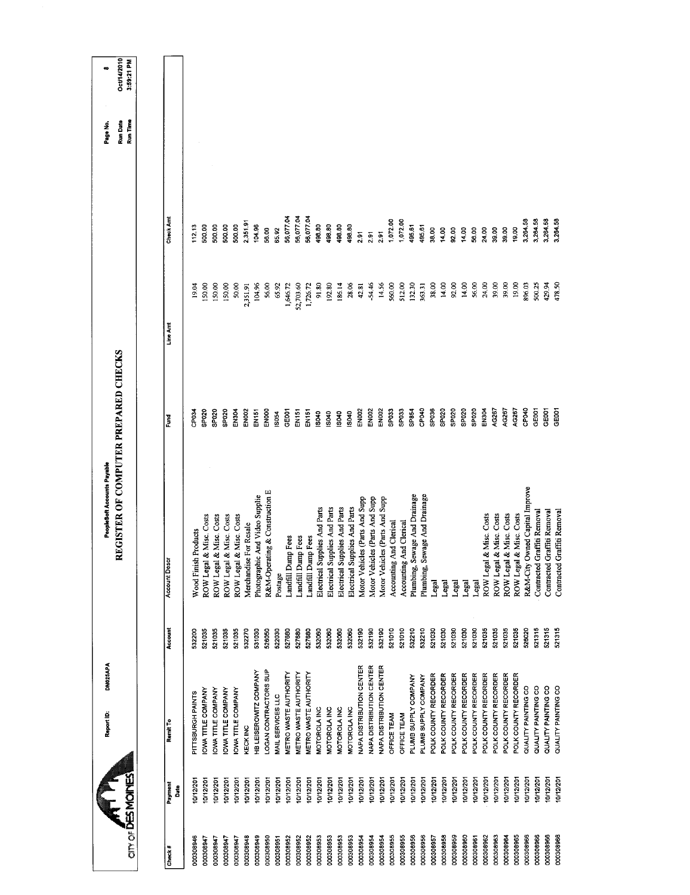# REGISTER OF COMPUTER PREPARED CHECKS

PeopleSoft Accounts Payable

Report ID: DM025APA

CITY OF DES MOINES

Page No. 8
Run Date Oct/14/2010
Run Time 3:59:21 PM

| Check # | Payment Date | Remit To | Account | Account Descr | Fund | Line Amt | Check Amt |
|---|---|---|---|---|---|---|---|
| 000308946 | 10/12/201 | PITTSBURGH PAINTS | 532200 | Wood Finish Products | CP034 | 19.04 | 112.13 |
| 000308947 | 10/12/201 | IOWA TITLE COMPANY | 521035 | ROW Legal & Misc. Costs | SP020 | 150.00 | 500.00 |
| 000308947 | 10/12/201 | IOWA TITLE COMPANY | 521035 | ROW Legal & Misc. Costs | SP020 | 150.00 | 500.00 |
| 000308947 | 10/12/201 | IOWA TITLE COMPANY | 521035 | ROW Legal & Misc. Costs | SP020 | 150.00 | 500.00 |
| 000308947 | 10/12/201 | IOWA TITLE COMPANY | 521035 | ROW Legal & Misc. Costs | EN304 | 50.00 | 500.00 |
| 000308948 | 10/12/201 | KECK INC | 532270 | Merchandise For Resale | EN002 | 2,351.91 | 2,351.91 |
| 000308949 | 10/12/201 | HB LEISEROWITZ COMPANY | 531030 | Photographic And Video Supplie | EN151 | 104.96 | 104.96 |
| 000308950 | 10/12/201 | LOGAN CONTRACTORS SUP | 526050 | R&M-Operating & Construction E | EN000 | 56.00 | 56.00 |
| 000308951 | 10/12/201 | MAIL SERVICES LLC | 522030 | Postage | IS054 | 65.92 | 65.92 |
| 000308952 | 10/12/201 | METRO WASTE AUTHORITY | 527680 | Landfill Dump Fees | GE001 | 1,646.72 | 56,077.04 |
| 000308952 | 10/12/201 | METRO WASTE AUTHORITY | 527680 | Landfill Dump Fees | EN151 | 52,703.60 | 56,077.04 |
| 000308952 | 10/12/201 | METRO WASTE AUTHORITY | 527680 | Landfill Dump Fees | EN151 | 1,726.72 | 56,077.04 |
| 000308953 | 10/12/201 | MOTOROLA INC | 532060 | Electrical Supplies And Parts | IS040 | 91.80 | 498.80 |
| 000308953 | 10/12/201 | MOTOROLA INC | 532060 | Electrical Supplies And Parts | IS040 | 192.80 | 498.80 |
| 000308953 | 10/12/201 | MOTOROLA INC | 532060 | Electrical Supplies And Parts | IS040 | 186.14 | 498.80 |
| 000308953 | 10/12/201 | MOTOROLA INC | 532060 | Electrical Supplies And Parts | IS040 | 28.06 | 498.80 |
| 000308954 | 10/12/201 | NAPA DISTRIBUTION CENTER | 532190 | Motor Vehicles (Parts And Supp | EN002 | 42.81 | 2.91 |
| 000308954 | 10/12/201 | NAPA DISTRIBUTION CENTER | 532190 | Motor Vehicles (Parts And Supp | EN002 | -54.46 | 2.91 |
| 000308954 | 10/12/201 | NAPA DISTRIBUTION CENTER | 532190 | Motor Vehicles (Parts And Supp | EN002 | 14.56 | 2.91 |
| 000308955 | 10/12/201 | OFFICE TEAM | 521010 | Accounting And Clerical | SP033 | 560.00 | 1,072.00 |
| 000308955 | 10/12/201 | OFFICE TEAM | 521010 | Accounting And Clerical | SP033 | 512.00 | 1,072.00 |
| 000308956 | 10/12/201 | PLUMB SUPPLY COMPANY | 532210 | Plumbing, Sewage And Drainage | SP854 | 132.30 | 495.61 |
| 000308956 | 10/12/201 | PLUMB SUPPLY COMPANY | 532210 | Plumbing, Sewage And Drainage | CP040 | 363.31 | 495.61 |
| 000308957 | 10/12/201 | POLK COUNTY RECORDER | 521030 | Legal | SP036 | 38.00 | 38.00 |
| 000308958 | 10/12/201 | POLK COUNTY RECORDER | 521030 | Legal | SP020 | 14.00 | 14.00 |
| 000308959 | 10/12/201 | POLK COUNTY RECORDER | 521030 | Legal | SP020 | 92.00 | 92.00 |
| 000308960 | 10/12/201 | POLK COUNTY RECORDER | 521030 | Legal | SP020 | 14.00 | 14.00 |
| 000308961 | 10/12/201 | POLK COUNTY RECORDER | 521030 | Legal | SP020 | 56.00 | 56.00 |
| 000308962 | 10/12/201 | POLK COUNTY RECORDER | 521035 | ROW Legal & Misc. Costs | EN304 | 24.00 | 24.00 |
| 000308963 | 10/12/201 | POLK COUNTY RECORDER | 521035 | ROW Legal & Misc. Costs | AG267 | 39.00 | 39.00 |
| 000308964 | 10/12/201 | POLK COUNTY RECORDER | 521035 | ROW Legal & Misc. Costs | AG267 | 39.00 | 39.00 |
| 000308965 | 10/12/201 | POLK COUNTY RECORDER | 521035 | ROW Legal & Misc. Costs | AG267 | 19.00 | 19.00 |
| 000308966 | 10/12/201 | QUALITY PAINTING CO | 526020 | R&M-City Owned Capital Improve | CP040 | 896.03 | 3,264.58 |
| 000308966 | 10/12/201 | QUALITY PAINTING CO | 521315 | Contracted Graffiti Removal | GE001 | 500.25 | 3,264.58 |
| 000308966 | 10/12/201 | QUALITY PAINTING CO | 521315 | Contracted Graffiti Removal | GE001 | 429.94 | 3,264.58 |
| 000308966 | 10/12/201 | QUALITY PAINTING CO | 521315 | Contracted Graffiti Removal | GE001 | 478.50 | 3,264.58 |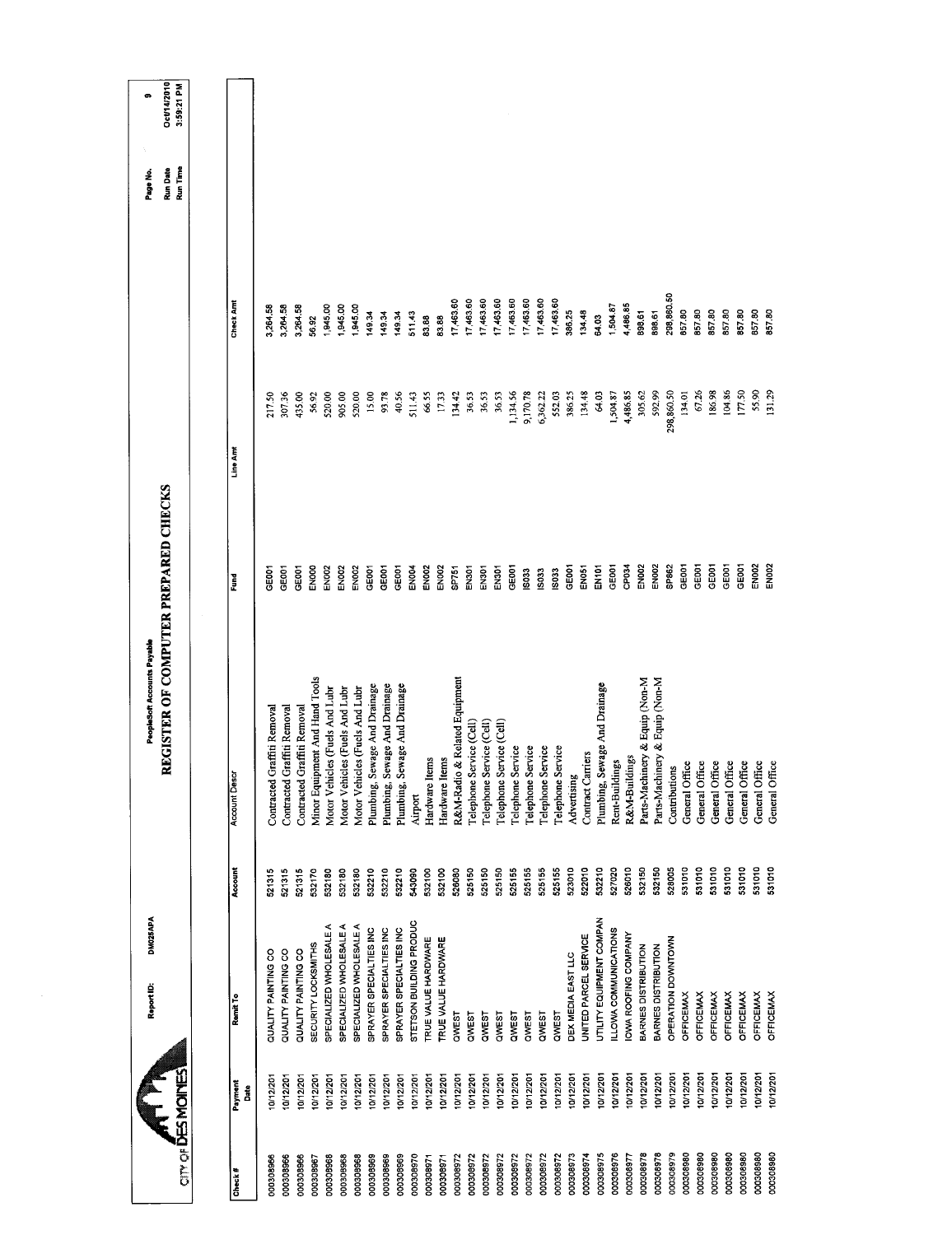# REGISTER OF COMPUTER PREPARED CHECKS

PeopleSoft Accounts Payable

Report ID: DM025APA

CITY OF DES MOINES

Page No. 9
Run Date Oct/14/2010
Run Time 3:59:21 PM

| Check # | Payment Date | Remit To | Account | Account Descr | Fund | Line Amt | Check Amt |
|---|---|---|---|---|---|---|---|
| 000308966 | 10/12/201 | QUALITY PAINTING CO | 521315 | Contracted Graffiti Removal | GE001 | 217.50 | 3,264.58 |
| 000308966 | 10/12/201 | QUALITY PAINTING CO | 521315 | Contracted Graffiti Removal | GE001 | 307.36 | 3,264.58 |
| 000308966 | 10/12/201 | QUALITY PAINTING CO | 521315 | Contracted Graffiti Removal | GE001 | 435.00 | 3,264.58 |
| 000308967 | 10/12/201 | SECURITY LOCKSMITHS | 532170 | Minor Equipment And Hand Tools | EN000 | 56.92 | 56.92 |
| 000308968 | 10/12/201 | SPECIALIZED WHOLESALE A | 532180 | Motor Vehicles (Fuels And Lubr | EN002 | 520.00 | 1,945.00 |
| 000308968 | 10/12/201 | SPECIALIZED WHOLESALE A | 532180 | Motor Vehicles (Fuels And Lubr | EN002 | 905.00 | 1,945.00 |
| 000308968 | 10/12/201 | SPECIALIZED WHOLESALE A | 532180 | Motor Vehicles (Fuels And Lubr | EN002 | 520.00 | 1,945.00 |
| 000308969 | 10/12/201 | SPRAYER SPECIALTIES INC | 532210 | Plumbing, Sewage And Drainage | GE001 | 15.00 | 149.34 |
| 000308969 | 10/12/201 | SPRAYER SPECIALTIES INC | 532210 | Plumbing, Sewage And Drainage | GE001 | 93.78 | 149.34 |
| 000308969 | 10/12/201 | SPRAYER SPECIALTIES INC | 532210 | Plumbing, Sewage And Drainage | GE001 | 40.56 | 149.34 |
| 000308970 | 10/12/201 | STETSON BUILDING PRODUC | 543090 | Airport | EN004 | 511.43 | 511.43 |
| 000308971 | 10/12/201 | TRUE VALUE HARDWARE | 532100 | Hardware Items | EN002 | 66.55 | 83.88 |
| 000308971 | 10/12/201 | TRUE VALUE HARDWARE | 532100 | Hardware Items | EN002 | 17.33 | 83.88 |
| 000308972 | 10/12/201 | QWEST | 526080 | R&M-Radio & Related Equipment | SP751 | 134.42 | 17,463.60 |
| 000308972 | 10/12/201 | QWEST | 525150 | Telephone Service (Cell) | EN301 | 36.53 | 17,463.60 |
| 000308972 | 10/12/201 | QWEST | 525150 | Telephone Service (Cell) | EN301 | 36.53 | 17,463.60 |
| 000308972 | 10/12/201 | QWEST | 525150 | Telephone Service (Cell) | EN301 | 36.53 | 17,463.60 |
| 000308972 | 10/12/201 | QWEST | 525155 | Telephone Service | GE001 | 1,134.56 | 17,463.60 |
| 000308972 | 10/12/201 | QWEST | 525155 | Telephone Service | IS033 | 9,170.78 | 17,463.60 |
| 000308972 | 10/12/201 | QWEST | 525155 | Telephone Service | IS033 | 6,362.22 | 17,463.60 |
| 000308972 | 10/12/201 | QWEST | 525155 | Telephone Service | IS033 | 552.03 | 17,463.60 |
| 000308973 | 10/12/201 | DEX MEDIA EAST LLC | 523010 | Advertising | GE001 | 386.25 | 386.25 |
| 000308974 | 10/12/201 | UNITED PARCEL SERVICE | 522010 | Contract Carriers | EN051 | 134.48 | 134.48 |
| 000308975 | 10/12/201 | UTILITY EQUIPMENT COMPAN | 532210 | Plumbing, Sewage And Drainage | EN101 | 64.03 | 64.03 |
| 000308976 | 10/12/201 | ILLOWA COMMUNICATIONS | 527020 | Rent-Buildings | GE001 | 1,504.87 | 1,504.87 |
| 000308977 | 10/12/201 | IOWA ROOFING COMPANY | 526010 | R&M-Buildings | CP034 | 4,486.85 | 4,486.85 |
| 000308978 | 10/12/201 | BARNES DISTRIBUTION | 532150 | Parts-Machinery & Equip (Non-M | EN002 | 305.62 | 898.61 |
| 000308978 | 10/12/201 | BARNES DISTRIBUTION | 532150 | Parts-Machinery & Equip (Non-M | EN002 | 592.99 | 898.61 |
| 000308979 | 10/12/201 | OPERATION DOWNTOWN | 528005 | Contributions | SP862 | 298,860.50 | 298,860.50 |
| 000308980 | 10/12/201 | OFFICEMAX | 531010 | General Office | GE001 | 134.01 | 857.80 |
| 000308980 | 10/12/201 | OFFICEMAX | 531010 | General Office | GE001 | 67.26 | 857.80 |
| 000308980 | 10/12/201 | OFFICEMAX | 531010 | General Office | GE001 | 186.98 | 857.80 |
| 000308980 | 10/12/201 | OFFICEMAX | 531010 | General Office | GE001 | 104.86 | 857.80 |
| 000308980 | 10/12/201 | OFFICEMAX | 531010 | General Office | GE001 | 177.50 | 857.80 |
| 000308980 | 10/12/201 | OFFICEMAX | 531010 | General Office | EN002 | 55.90 | 857.80 |
| 000308980 | 10/12/201 | OFFICEMAX | 531010 | General Office | EN002 | 131.29 | 857.80 |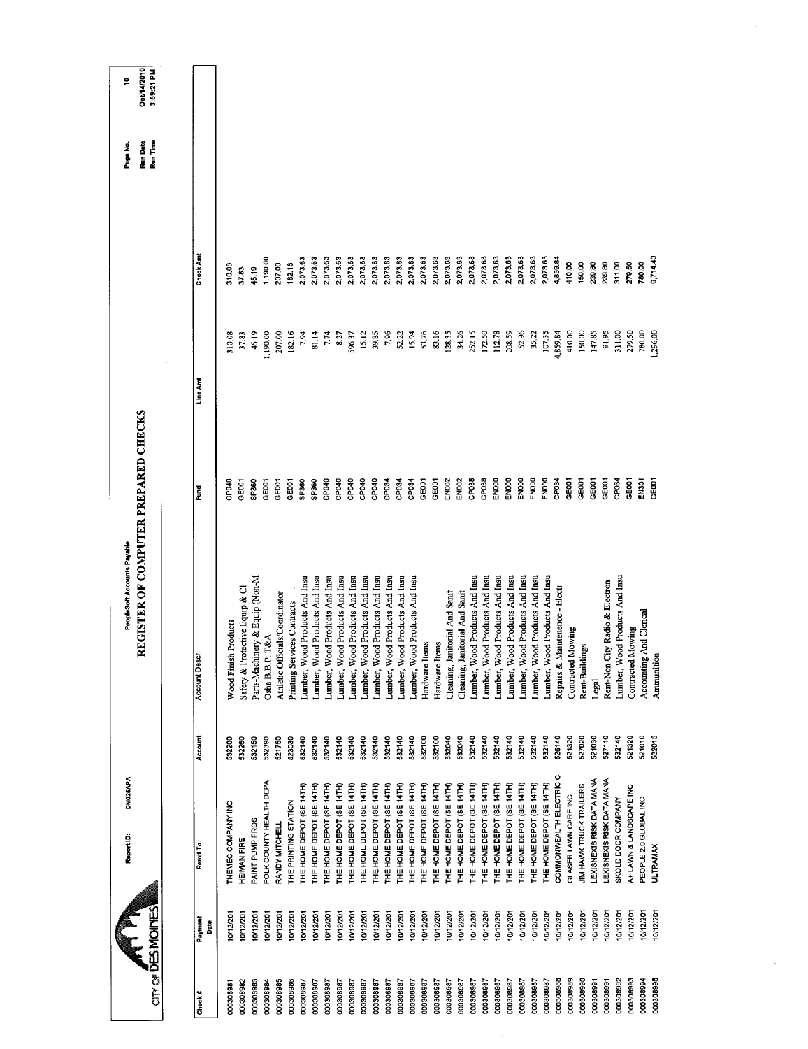CITY OF DES MOINES

Report ID: DM025APA

PeopleSoft Accounts Payable

# REGISTER OF COMPUTER PREPARED CHECKS

Page No. 10
Run Date Oct/14/2010
Run Time 3:59:21 PM

| Check # | Payment Date | Remit To | Account | Account Descr | Fund | Line Amt | Check Amt |
|---|---|---|---|---|---|---|---|
| 000308981 | 10/12/201 | TNEMEC COMPANY INC | 532200 | Wood Finish Products | CP040 | 310.08 | 310.08 |
| 000308982 | 10/12/201 | HEIMAN FIRE | 532260 | Safety & Protective Equip & Cl | GE001 | 37.83 | 37.83 |
| 000308983 | 10/12/201 | PAINT PUMP PROS | 532150 | Parts-Machinery & Equip (Non-M | SP360 | 45.19 | 45.19 |
| 000308984 | 10/12/201 | POLK COUNTY HEALTH DEPA | 532390 | Osha B.B.P. T&A | GE001 | 1,190.00 | 1,190.00 |
| 000308985 | 10/12/201 | RANDY MITCHELL | 521750 | Athletic Officials/Coordinator | GE001 | 207.00 | 207.00 |
| 000308986 | 10/12/201 | THE PRINTING STATION | 523030 | Printing Services Contracts | GE001 | 182.16 | 182.16 |
| 000308987 | 10/12/201 | THE HOME DEPOT (SE 14TH) | 532140 | Lumber, Wood Products And Insu | SP360 | 7.94 | 2,073.63 |
| 000308987 | 10/12/201 | THE HOME DEPOT (SE 14TH) | 532140 | Lumber, Wood Products And Insu | SP360 | 81.14 | 2,073.63 |
| 000308987 | 10/12/201 | THE HOME DEPOT (SE 14TH) | 532140 | Lumber, Wood Products And Insu | CP040 | 7.74 | 2,073.63 |
| 000308987 | 10/12/201 | THE HOME DEPOT (SE 14TH) | 532140 | Lumber, Wood Products And Insu | CP040 | 8.27 | 2,073.63 |
| 000308987 | 10/12/201 | THE HOME DEPOT (SE 14TH) | 532140 | Lumber, Wood Products And Insu | CP040 | 596.37 | 2,073.63 |
| 000308987 | 10/12/201 | THE HOME DEPOT (SE 14TH) | 532140 | Lumber, Wood Products And Insu | CP040 | 15.12 | 2,073.63 |
| 000308987 | 10/12/201 | THE HOME DEPOT (SE 14TH) | 532140 | Lumber, Wood Products And Insu | CP040 | 39.85 | 2,073.63 |
| 000308987 | 10/12/201 | THE HOME DEPOT (SE 14TH) | 532140 | Lumber, Wood Products And Insu | CP034 | 7.96 | 2,073.63 |
| 000308987 | 10/12/201 | THE HOME DEPOT (SE 14TH) | 532140 | Lumber, Wood Products And Insu | CP034 | 52.22 | 2,073.63 |
| 000308987 | 10/12/201 | THE HOME DEPOT (SE 14TH) | 532140 | Lumber, Wood Products And Insu | CP034 | 15.94 | 2,073.63 |
| 000308987 | 10/12/201 | THE HOME DEPOT (SE 14TH) | 532100 | Hardware Items | GE001 | 53.76 | 2,073.63 |
| 000308987 | 10/12/201 | THE HOME DEPOT (SE 14TH) | 532100 | Hardware Items | GE001 | 83.16 | 2,073.63 |
| 000308987 | 10/12/201 | THE HOME DEPOT (SE 14TH) | 532040 | Cleaning, Janitorial And Sanit | EN002 | 128.35 | 2,073.63 |
| 000308987 | 10/12/201 | THE HOME DEPOT (SE 14TH) | 532040 | Cleaning, Janitorial And Sanit | EN002 | 34.26 | 2,073.63 |
| 000308987 | 10/12/201 | THE HOME DEPOT (SE 14TH) | 532140 | Lumber, Wood Products And Insu | CP038 | 252.15 | 2,073.63 |
| 000308987 | 10/12/201 | THE HOME DEPOT (SE 14TH) | 532140 | Lumber, Wood Products And Insu | CP038 | 172.50 | 2,073.63 |
| 000308987 | 10/12/201 | THE HOME DEPOT (SE 14TH) | 532140 | Lumber, Wood Products And Insu | EN000 | 112.78 | 2,073.63 |
| 000308987 | 10/12/201 | THE HOME DEPOT (SE 14TH) | 532140 | Lumber, Wood Products And Insu | EN000 | 208.59 | 2,073.63 |
| 000308987 | 10/12/201 | THE HOME DEPOT (SE 14TH) | 532140 | Lumber, Wood Products And Insu | EN000 | 52.96 | 2,073.63 |
| 000308987 | 10/12/201 | THE HOME DEPOT (SE 14TH) | 532140 | Lumber, Wood Products And Insu | EN000 | 35.22 | 2,073.63 |
| 000308987 | 10/12/201 | THE HOME DEPOT (SE 14TH) | 532140 | Lumber, Wood Products And Insu | EN000 | 107.35 | 2,073.63 |
| 000308988 | 10/12/201 | COMMONWEALTH ELECTRIC C | 526140 | Repairs & Maintenence - Electr | CP034 | 4,859.84 | 4,859.84 |
| 000308989 | 10/12/201 | GLASER LAWN CARE INC | 521320 | Contracted Mowing | GE001 | 410.00 | 410.00 |
| 000308990 | 10/12/201 | JIM HAWK TRUCK TRAILERS | 527020 | Rent-Buildings | GE001 | 150.00 | 150.00 |
| 000308991 | 10/12/201 | LEXISNEXIS RISK DATA MANA | 521030 | Legal | GE001 | 147.85 | 239.80 |
| 000308991 | 10/12/201 | LEXISNEXIS RISK DATA MANA | 527110 | Rent-Non City Radio & Electron | GE001 | 91.95 | 239.80 |
| 000308992 | 10/12/201 | SKOLD DOOR COMPANY | 532140 | Lumber, Wood Products And Insu | CP034 | 311.00 | 311.00 |
| 000308993 | 10/12/201 | A+ LAWN & LANDSCAPE INC | 521320 | Contracted Mowing | GE001 | 279.50 | 279.50 |
| 000308994 | 10/12/201 | PEOPLE 2.0 GLOBAL INC | 521010 | Accounting And Clerical | EN301 | 780.00 | 780.00 |
| 000308995 | 10/12/201 | ULTRAMAX | 532015 | Ammunition | GE001 | 1,296.00 | 9,714.40 |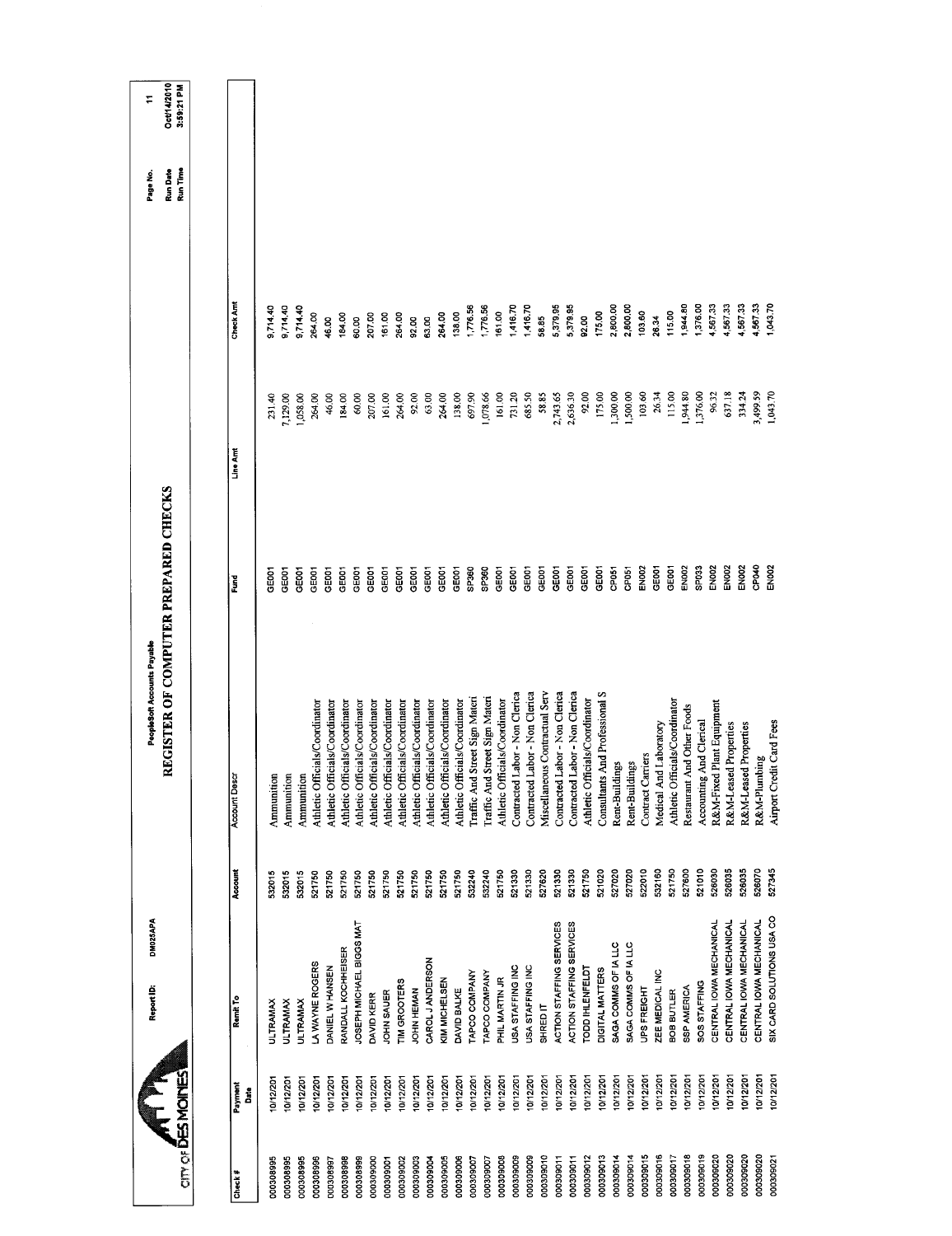# REGISTER OF COMPUTER PREPARED CHECKS

PeopleSoft Accounts Payable

Report ID: DM025APA

CITY OF DES MOINES

Page No. 11
Run Date Oct/14/2010
Run Time 3:59:21 PM

| Check # | Payment Date | Remit To | Account | Account Descr | Fund | Line Amt | Check Amt |
|---|---|---|---|---|---|---|---|
| 000308995 | 10/12/201 | ULTRAMAX | 532015 | Ammunition | GE001 | 231.40 | 9,714.40 |
| 000308995 | 10/12/201 | ULTRAMAX | 532015 | Ammunition | GE001 | 7,129.00 | 9,714.40 |
| 000308995 | 10/12/201 | ULTRAMAX | 532015 | Ammunition | GE001 | 1,058.00 | 9,714.40 |
| 000308996 | 10/12/201 | LA WAYNE ROGERS | 521750 | Athletic Officials/Coordinator | GE001 | 264.00 | 264.00 |
| 000308997 | 10/12/201 | DANIEL W HANSEN | 521750 | Athletic Officials/Coordinator | GE001 | 46.00 | 46.00 |
| 000308998 | 10/12/201 | RANDALL KOCHHEISER | 521750 | Athletic Officials/Coordinator | GE001 | 184.00 | 184.00 |
| 000308999 | 10/12/201 | JOSEPH MICHAEL BIGGS MAT | 521750 | Athletic Officials/Coordinator | GE001 | 60.00 | 60.00 |
| 000309000 | 10/12/201 | DAVID KERR | 521750 | Athletic Officials/Coordinator | GE001 | 207.00 | 207.00 |
| 000309001 | 10/12/201 | JOHN SAUER | 521750 | Athletic Officials/Coordinator | GE001 | 161.00 | 161.00 |
| 000309002 | 10/12/201 | TIM GROOTERS | 521750 | Athletic Officials/Coordinator | GE001 | 264.00 | 264.00 |
| 000309003 | 10/12/201 | JOHN HEMAN | 521750 | Athletic Officials/Coordinator | GE001 | 92.00 | 92.00 |
| 000309004 | 10/12/201 | CAROL J ANDERSON | 521750 | Athletic Officials/Coordinator | GE001 | 63.00 | 63.00 |
| 000309005 | 10/12/201 | KIM MICHELSEN | 521750 | Athletic Officials/Coordinator | GE001 | 264.00 | 264.00 |
| 000309006 | 10/12/201 | DAVID BALKE | 521750 | Athletic Officials/Coordinator | GE001 | 138.00 | 138.00 |
| 000309007 | 10/12/201 | TAPCO COMPANY | 532240 | Traffic And Street Sign Materi | SP360 | 697.90 | 1,776.56 |
| 000309007 | 10/12/201 | TAPCO COMPANY | 532240 | Traffic And Street Sign Materi | SP360 | 1,078.66 | 1,776.56 |
| 000309008 | 10/12/201 | PHIL MARTIN JR | 521750 | Athletic Officials/Coordinator | GE001 | 161.00 | 161.00 |
| 000309009 | 10/12/201 | USA STAFFING INC | 521330 | Contracted Labor - Non Clerica | GE001 | 731.20 | 1,416.70 |
| 000309009 | 10/12/201 | USA STAFFING INC | 521330 | Contracted Labor - Non Clerica | GE001 | 685.50 | 1,416.70 |
| 000309010 | 10/12/201 | SHRED IT | 527620 | Miscellaneous Contractual Serv | GE001 | 58.85 | 58.85 |
| 000309011 | 10/12/201 | ACTION STAFFING SERVICES | 521330 | Contracted Labor - Non Clerica | GE001 | 2,743.65 | 5,379.95 |
| 000309011 | 10/12/201 | ACTION STAFFING SERVICES | 521330 | Contracted Labor - Non Clerica | GE001 | 2,636.30 | 5,379.95 |
| 000309012 | 10/12/201 | TODD IHLENFELDT | 521750 | Athletic Officials/Coordinator | GE001 | 92.00 | 92.00 |
| 000309013 | 10/12/201 | DIGITAL MATTERS | 521020 | Consultants And Professional S | GE001 | 175.00 | 175.00 |
| 000309014 | 10/12/201 | SAGA COMMS OF IA LLC | 527020 | Rent-Buildings | CP051 | 1,300.00 | 2,800.00 |
| 000309014 | 10/12/201 | SAGA COMMS OF IA LLC | 527020 | Rent-Buildings | CP051 | 1,500.00 | 2,800.00 |
| 000309015 | 10/12/201 | UPS FREIGHT | 522010 | Contract Carriers | EN002 | 103.60 | 103.60 |
| 000309016 | 10/12/201 | ZEE MEDICAL INC | 532160 | Medical And Laboratory | GE001 | 26.34 | 26.34 |
| 000309017 | 10/12/201 | BOB BUTLER | 521750 | Athletic Officials/Coordinator | GE001 | 115.00 | 115.00 |
| 000309018 | 10/12/201 | SSP AMERICA | 527600 | Restaurant And Other Foods | EN002 | 1,944.80 | 1,944.80 |
| 000309019 | 10/12/201 | SOS STAFFING | 521010 | Accounting And Clerical | SP033 | 1,376.00 | 1,376.00 |
| 000309020 | 10/12/201 | CENTRAL IOWA MECHANICAL | 526030 | R&M-Fixed Plant Equipment | EN002 | 96.32 | 4,567.33 |
| 000309020 | 10/12/201 | CENTRAL IOWA MECHANICAL | 526035 | R&M-Leased Properties | EN002 | 637.18 | 4,567.33 |
| 000309020 | 10/12/201 | CENTRAL IOWA MECHANICAL | 526035 | R&M-Leased Properties | EN002 | 334.24 | 4,567.33 |
| 000309020 | 10/12/201 | CENTRAL IOWA MECHANICAL | 526070 | R&M-Plumbing | CP040 | 3,499.59 | 4,567.33 |
| 000309021 | 10/12/201 | SIX CARD SOLUTIONS USA CO | 527345 | Airport Credit Card Fees | EN002 | 1,043.70 | 1,043.70 |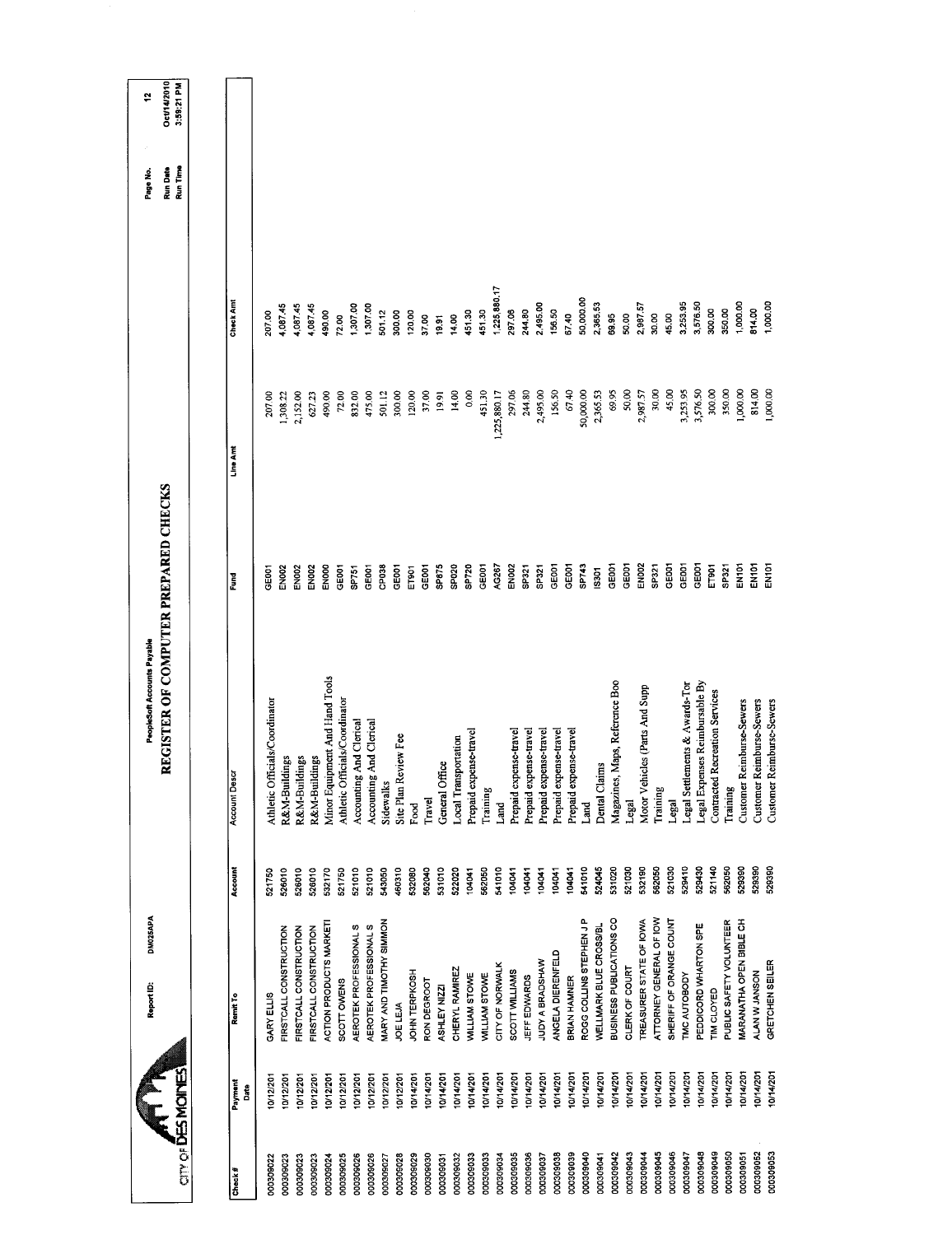PeopleSoft Accounts Payable

Report ID: DM025APA

# REGISTER OF COMPUTER PREPARED CHECKS

Run Date Oct/14/2010
Run Time 3:59:21 PM

| Check # | Payment Date | Remit To | Account | Account Descr | Fund | Line Amt | Check Amt |
|---|---|---|---|---|---|---|---|
| 000309022 | 10/12/201 | GARY ELLIS | 521750 | Athletic Officials/Coordinator | GE001 | 207.00 | 207.00 |
| 000309023 | 10/12/201 | FIRSTCALL CONSTRUCTION | 526010 | R&M-Buildings | EN002 | 1,308.22 | 4,087.45 |
| 000309023 | 10/12/201 | FIRSTCALL CONSTRUCTION | 526010 | R&M-Buildings | EN002 | 2,152.00 | 4,087.45 |
| 000309023 | 10/12/201 | FIRSTCALL CONSTRUCTION | 526010 | R&M-Buildings | EN002 | 627.23 | 4,087.45 |
| 000309024 | 10/12/201 | ACTION PRODUCTS MARKETI | 532170 | Minor Equipment And Hand Tools | EN000 | 490.00 | 490.00 |
| 000309025 | 10/12/201 | SCOTT OWENS | 521750 | Athletic Officials/Coordinator | GE001 | 72.00 | 72.00 |
| 000309026 | 10/12/201 | AEROTEK PROFESSIONAL S | 521010 | Accounting And Clerical | SP751 | 832.00 | 1,307.00 |
| 000309026 | 10/12/201 | AEROTEK PROFESSIONAL S | 521010 | Accounting And Clerical | GE001 | 475.00 | 1,307.00 |
| 000309027 | 10/12/201 | MARY AND TIMOTHY SIMMON | 543050 | Sidewalks | CP038 | 501.12 | 501.12 |
| 000309028 | 10/12/201 | JOE LEJA | 460310 | Site Plan Review Fee | GE001 | 300.00 | 300.00 |
| 000309029 | 10/14/201 | JOHN TERPKOSH | 532080 | Food | ET901 | 120.00 | 120.00 |
| 000309030 | 10/14/201 | RON DEGROOT | 562040 | Travel | GE001 | 37.00 | 37.00 |
| 000309031 | 10/14/201 | ASHLEY NIZZI | 531010 | General Office | SP875 | 19.91 | 19.91 |
| 000309032 | 10/14/201 | CHERYL RAMIREZ | 522020 | Local Transportation | SP020 | 14.00 | 14.00 |
| 000309033 | 10/14/201 | WILLIAM STOWE | 104041 | Prepaid expense-travel | SP720 | 0.00 | 451.30 |
| 000309033 | 10/14/201 | WILLIAM STOWE | 562050 | Training | GE001 | 451.30 | 451.30 |
| 000309034 | 10/14/201 | CITY OF NORWALK | 541010 | Land | AG267 | 1,225,880.17 | 1,225,880.17 |
| 000309035 | 10/14/201 | SCOTT WILLIAMS | 104041 | Prepaid expense-travel | EN002 | 297.06 | 297.06 |
| 000309036 | 10/14/201 | JEFF EDWARDS | 104041 | Prepaid expense-travel | SP321 | 244.80 | 244.80 |
| 000309037 | 10/14/201 | JUDY A BRADSHAW | 104041 | Prepaid expense-travel | SP321 | 2,495.00 | 2,495.00 |
| 000309038 | 10/14/201 | ANGELA DIERENFELD | 104041 | Prepaid expense-travel | GE001 | 156.50 | 156.50 |
| 000309039 | 10/14/201 | BRIAN HAMNER | 104041 | Prepaid expense-travel | GE001 | 67.40 | 67.40 |
| 000309040 | 10/14/201 | ROGG COLLINS STEPHEN J P | 541010 | Land | SP743 | 50,000.00 | 50,000.00 |
| 000309041 | 10/14/201 | WELLMARK BLUE CROSS/BL | 524045 | Dental Claims | IS301 | 2,365.53 | 2,365.53 |
| 000309042 | 10/14/201 | BUSINESS PUBLICATIONS CO | 531020 | Magazines, Maps, Reference Boo | GE001 | 69.95 | 69.95 |
| 000309043 | 10/14/201 | CLERK OF COURT | 521030 | Legal | GE001 | 50.00 | 50.00 |
| 000309044 | 10/14/201 | TREASURER STATE OF IOWA | 532190 | Motor Vehicles (Parts And Supp | EN002 | 2,987.57 | 2,987.57 |
| 000309045 | 10/14/201 | ATTORNEY GENERAL OF IOW | 562050 | Training | SP321 | 30.00 | 30.00 |
| 000309046 | 10/14/201 | SHERIFF OF ORANGE COUNT | 521030 | Legal | GE001 | 45.00 | 45.00 |
| 000309047 | 10/14/201 | TMC AUTOBODY | 529410 | Legal Settlements & Awards-Tor | GE001 | 3,253.95 | 3,253.95 |
| 000309048 | 10/14/201 | PEDDICORD WHARTON SPE | 529430 | Legal Expenses Reimbursable By | GE001 | 3,576.50 | 3,576.50 |
| 000309049 | 10/14/201 | TIM CLOYED | 521140 | Contracted Recreation Services | ET901 | 300.00 | 300.00 |
| 000309050 | 10/14/201 | PUBLIC SAFETY VOLUNTEER | 562050 | Training | SP321 | 350.00 | 350.00 |
| 000309051 | 10/14/201 | MARANATHA OPEN BIBLE CH | 529390 | Customer Reimburse-Sewers | EN101 | 1,000.00 | 1,000.00 |
| 000309052 | 10/14/201 | ALAN W JANSON | 529390 | Customer Reimburse-Sewers | EN101 | 814.00 | 814.00 |
| 000309053 | 10/14/201 | GRETCHEN SEILER | 529390 | Customer Reimburse-Sewers | EN101 | 1,000.00 | 1,000.00 |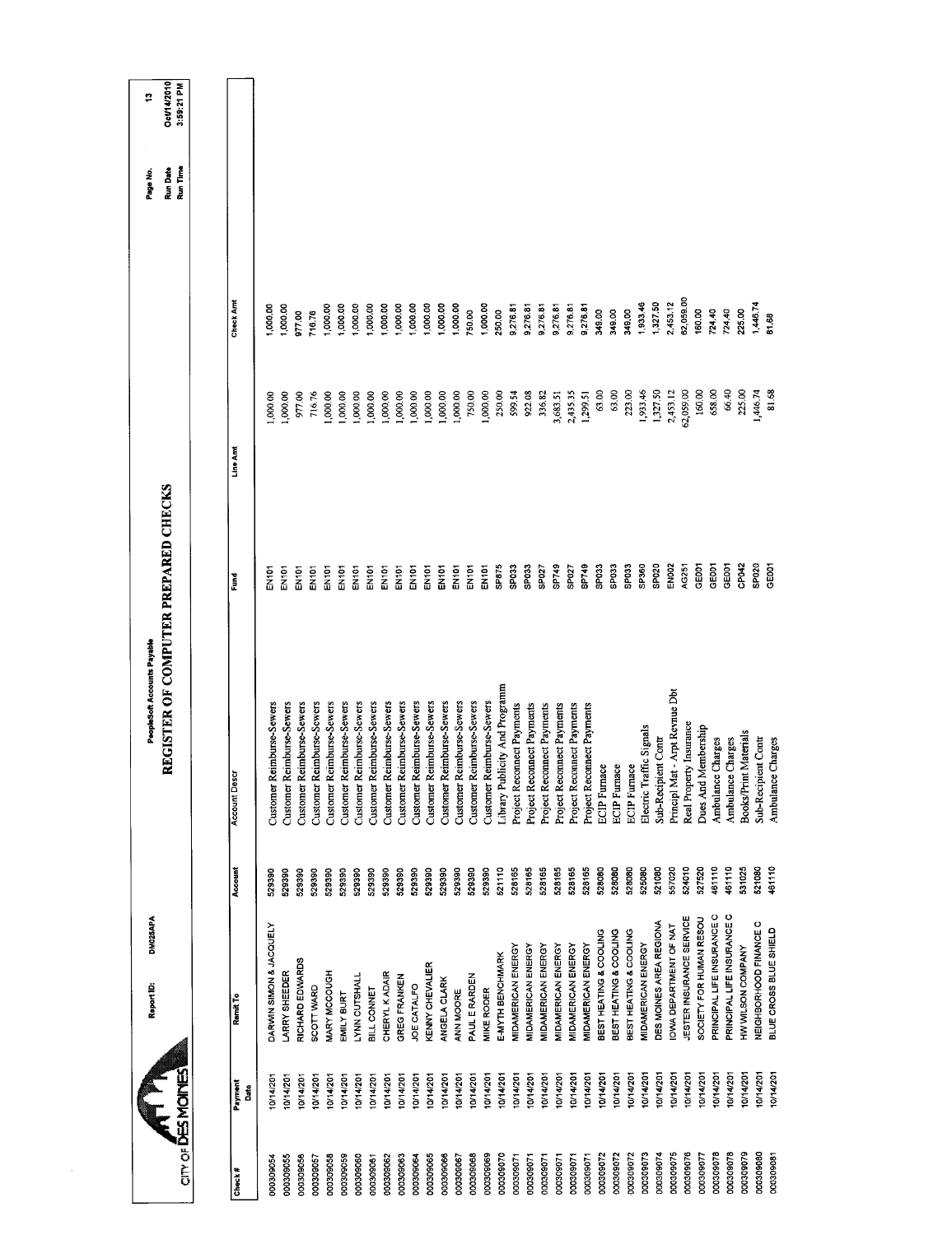# REGISTER OF COMPUTER PREPARED CHECKS

PeopleSoft Accounts Payable

Report ID: DM025APA

Run Date: Oct/14/2010
Run Time: 3:59:21 PM

| Check # | Payment Date | Remit To | Account | Account Descr | Fund | Line Amt | Check Amt |
|---|---|---|---|---|---|---|---|
| 000309054 | 10/14/201 | DARWIN SIMON & JACQUELY | 529390 | Customer Reimburse-Sewers | EN101 | 1,000.00 | 1,000.00 |
| 000309055 | 10/14/201 | LARRY SHEEDER | 529390 | Customer Reimburse-Sewers | EN101 | 1,000.00 | 1,000.00 |
| 000309056 | 10/14/201 | RICHARD EDWARDS | 529390 | Customer Reimburse-Sewers | EN101 | 977.00 | 977.00 |
| 000309057 | 10/14/201 | SCOTT WARD | 529390 | Customer Reimburse-Sewers | EN101 | 716.76 | 716.76 |
| 000309058 | 10/14/201 | MARY MCCOUGH | 529390 | Customer Reimburse-Sewers | EN101 | 1,000.00 | 1,000.00 |
| 000309059 | 10/14/201 | EMILY BURT | 529390 | Customer Reimburse-Sewers | EN101 | 1,000.00 | 1,000.00 |
| 000309060 | 10/14/201 | LYNN CUTSHALL | 529390 | Customer Reimburse-Sewers | EN101 | 1,000.00 | 1,000.00 |
| 000309061 | 10/14/201 | BILL CONNET | 529390 | Customer Reimburse-Sewers | EN101 | 1,000.00 | 1,000.00 |
| 000309062 | 10/14/201 | CHERYL K ADAIR | 529390 | Customer Reimburse-Sewers | EN101 | 1,000.00 | 1,000.00 |
| 000309063 | 10/14/201 | GREG FRANKEN | 529390 | Customer Reimburse-Sewers | EN101 | 1,000.00 | 1,000.00 |
| 000309064 | 10/14/201 | JOE CATALFO | 529390 | Customer Reimburse-Sewers | EN101 | 1,000.00 | 1,000.00 |
| 000309065 | 10/14/201 | KENNY CHEVALIER | 529390 | Customer Reimburse-Sewers | EN101 | 1,000.00 | 1,000.00 |
| 000309066 | 10/14/201 | ANGELA CLARK | 529390 | Customer Reimburse-Sewers | EN101 | 1,000.00 | 1,000.00 |
| 000309067 | 10/14/201 | ANN MOORE | 529390 | Customer Reimburse-Sewers | EN101 | 750.00 | 750.00 |
| 000309068 | 10/14/201 | PAUL E RARDEN | 529390 | Customer Reimburse-Sewers | EN101 | 1,000.00 | 1,000.00 |
| 000309069 | 10/14/201 | MIKE RODER | 529390 | Customer Reimburse-Sewers | EN101 | 1,000.00 | 1,000.00 |
| 000309070 | 10/14/201 | E-MYTH BENCHMARK | 521110 | Library Publicity And Programm | SP875 | 250.00 | 250.00 |
| 000309071 | 10/14/201 | MIDAMERICAN ENERGY | 528165 | Project Reconnect Payments | SP033 | 599.54 | 9,276.81 |
| 000309071 | 10/14/201 | MIDAMERICAN ENERGY | 528165 | Project Reconnect Payments | SP033 | 922.08 | 9,276.81 |
| 000309071 | 10/14/201 | MIDAMERICAN ENERGY | 528165 | Project Reconnect Payments | SP027 | 336.82 | 9,276.81 |
| 000309071 | 10/14/201 | MIDAMERICAN ENERGY | 528165 | Project Reconnect Payments | SP749 | 3,683.51 | 9,276.81 |
| 000309071 | 10/14/201 | MIDAMERICAN ENERGY | 528165 | Project Reconnect Payments | SP027 | 2,435.35 | 9,276.81 |
| 000309071 | 10/14/201 | MIDAMERICAN ENERGY | 528165 | Project Reconnect Payments | SP749 | 1,299.51 | 9,276.81 |
| 000309072 | 10/14/201 | BEST HEATING & COOLING | 528080 | ECIP Furnace | SP033 | 63.00 | 349.00 |
| 000309072 | 10/14/201 | BEST HEATING & COOLING | 528080 | ECIP Furnace | SP033 | 63.00 | 349.00 |
| 000309072 | 10/14/201 | BEST HEATING & COOLING | 528080 | ECIP Furnace | SP033 | 223.00 | 349.00 |
| 000309073 | 10/14/201 | MIDAMERICAN ENERGY | 525080 | Electric Traffic Signals | SP360 | 1,933.46 | 1,933.46 |
| 000309074 | 10/14/201 | DES MOINES AREA REGIONA | 521080 | Sub-Recipient Contr | SP020 | 1,327.50 | 1,327.50 |
| 000309075 | 10/14/201 | IOWA DEPARTMENT OF NAT | 557020 | Principl Mat - Arpt Revnue Dbt | EN002 | 2,453.12 | 2,453.12 |
| 000309076 | 10/14/201 | JESTER INSURANCE SERVICE | 524010 | Real Property Insurance | AG251 | 62,059.00 | 62,059.00 |
| 000309077 | 10/14/201 | SOCIETY FOR HUMAN RESOU | 527520 | Dues And Membership | GE001 | 160.00 | 160.00 |
| 000309078 | 10/14/201 | PRINCIPAL LIFE INSURANCE C | 461110 | Ambulance Charges | GE001 | 658.00 | 724.40 |
| 000309078 | 10/14/201 | PRINCIPAL LIFE INSURANCE C | 461110 | Ambulance Charges | GE001 | 66.40 | 724.40 |
| 000309079 | 10/14/201 | HW WILSON COMPANY | 531025 | Books/Print Materials | CP042 | 225.00 | 225.00 |
| 000309080 | 10/14/201 | NEIGHBORHOOD FINANCE C | 521080 | Sub-Recipient Contr | SP020 | 1,446.74 | 1,446.74 |
| 000309081 | 10/14/201 | BLUE CROSS BLUE SHIELD | 461110 | Ambulance Charges | GE001 | 81.68 | 81.68 |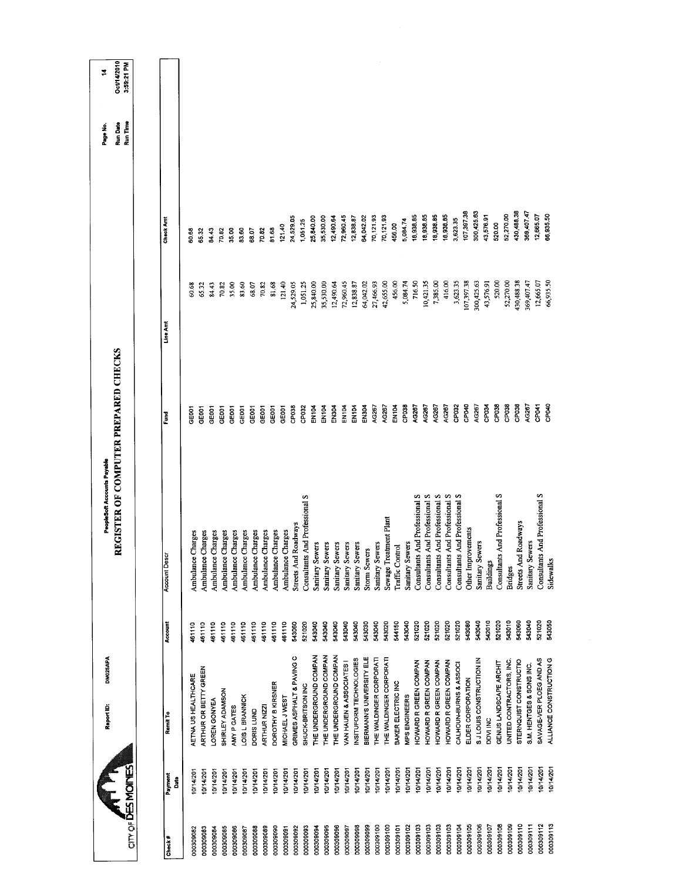CITY OF DES MOINES

Report ID: DM025APA

PeopleSoft Accounts Payable

# REGISTER OF COMPUTER PREPARED CHECKS

Run Date Oct/14/2010
Run Time 3:59:21 PM

| Check # | Payment Date | Remit To | Account | Account Descr | Fund | Line Amt | Check Amt |
|---|---|---|---|---|---|---|---|
| 000309082 | 10/14/201 | AETNA US HEALTHCARE | 461110 | Ambulance Charges | GE001 | 60.68 | 60.68 |
| 000309083 | 10/14/201 | ARTHUR OR BETTY GREEN | 461110 | Ambulance Charges | GE001 | 65.32 | 65.32 |
| 000309084 | 10/14/201 | LOREN GONYEA | 461110 | Ambulance Charges | GE001 | 84.43 | 84.43 |
| 000309085 | 10/14/201 | SHIRLEY ADAMSON | 461110 | Ambulance Charges | GE001 | 70.82 | 70.82 |
| 000309086 | 10/14/201 | AMY P GATES | 461110 | Ambulance Charges | GE001 | 35.00 | 35.00 |
| 000309087 | 10/14/201 | LOIS L BRANNICK | 461110 | Ambulance Charges | GE001 | 83.60 | 83.60 |
| 000309088 | 10/14/201 | DORIS LUND | 461110 | Ambulance Charges | GE001 | 68.07 | 68.07 |
| 000309089 | 10/14/201 | ARTHUR NIZZI | 461110 | Ambulance Charges | GE001 | 70.82 | 70.82 |
| 000309090 | 10/14/201 | DOROTHY B KIRSNER | 461110 | Ambulance Charges | GE001 | 81.68 | 81.68 |
| 000309091 | 10/14/201 | MICHAEL J WEST | 461110 | Ambulance Charges | GE001 | 121.40 | 121.40 |
| 000309092 | 10/14/201 | GRIMES ASPHALT & PAVING C | 543060 | Streets And Roadways | CP038 | 24,529.05 | 24,529.05 |
| 000309093 | 10/14/201 | SHUCK-BRITSON INC | 521020 | Consultants And Professional S | CP032 | 1,051.25 | 1,051.25 |
| 000309094 | 10/14/201 | THE UNDERGROUND COMPAN | 543040 | Sanitary Sewers | EN104 | 25,840.00 | 25,840.00 |
| 000309095 | 10/14/201 | THE UNDERGROUND COMPAN | 543040 | Sanitary Sewers | EN104 | 35,530.00 | 35,530.00 |
| 000309096 | 10/14/201 | THE UNDERGROUND COMPAN | 543040 | Sanitary Sewers | EN304 | 12,490.64 | 12,490.64 |
| 000309097 | 10/14/201 | VAN HAUEN & ASSOCIATES I | 543040 | Sanitary Sewers | EN104 | 72,960.45 | 72,960.45 |
| 000309098 | 10/14/201 | INSITUFORM TECHNOLOGIES | 543040 | Sanitary Sewers | EN104 | 12,838.87 | 12,838.87 |
| 000309099 | 10/14/201 | BIERMANN'S UNIVERSITY ELE | 543030 | Storm Sewers | EN304 | 64,042.02 | 64,042.02 |
| 000309100 | 10/14/201 | THE WALDINGER CORPORATI | 543040 | Sanitary Sewers | AG267 | 27,466.93 | 70,121.93 |
| 000309100 | 10/14/201 | THE WALDINGER CORPORATI | 543020 | Sewage Treatment Plant | AG267 | 42,655.00 | 70,121.93 |
| 000309101 | 10/14/201 | BAKER ELECTRIC INC | 544150 | Traffic Control | EN104 | 456.00 | 456.00 |
| 000309102 | 10/14/201 | MPS ENGINEERS | 543040 | Sanitary Sewers | CP038 | 5,084.74 | 5,084.74 |
| 000309103 | 10/14/201 | HOWARD R GREEN COMPAN | 521020 | Consultants And Professional S | AG267 | 716.50 | 18,938.85 |
| 000309103 | 10/14/201 | HOWARD R GREEN COMPAN | 521020 | Consultants And Professional S | AG267 | 10,421.35 | 18,938.85 |
| 000309103 | 10/14/201 | HOWARD R GREEN COMPAN | 521020 | Consultants And Professional S | AG267 | 7,385.00 | 18,938.85 |
| 000309103 | 10/14/201 | HOWARD R GREEN COMPAN | 521020 | Consultants And Professional S | AG267 | 416.00 | 18,938.85 |
| 000309104 | 10/14/201 | CALHOUN-BURNS & ASSOCI | 521020 | Consultants And Professional S | CP032 | 3,623.35 | 3,623.35 |
| 000309105 | 10/14/201 | ELDER CORPORATION | 543080 | Other Improvements | CP040 | 107,397.38 | 107,397.38 |
| 000309106 | 10/14/201 | S J LOUIS CONSTRUCTION IN | 543040 | Sanitary Sewers | AG267 | 300,425.63 | 300,425.63 |
| 000309107 | 10/14/201 | DDVI INC | 542010 | Buildings | CP034 | 43,576.91 | 43,576.91 |
| 000309108 | 10/14/201 | GENUS LANDSCAPE ARCHIT | 521020 | Consultants And Professional S | CP038 | 520.00 | 520.00 |
| 000309109 | 10/14/201 | UNITED CONTRACTORS, INC. | 543010 | Bridges | CP038 | 52,270.00 | 52,270.00 |
| 000309110 | 10/14/201 | STERNQUIST CONSTRUCTIO | 543060 | Streets And Roadways | CP038 | 430,488.38 | 430,488.38 |
| 000309111 | 10/14/201 | S.M. HENTGES & SONS INC. | 543040 | Sanitary Sewers | AG267 | 369,407.47 | 369,407.47 |
| 000309112 | 10/14/201 | SAVAGE-VER PLOEG AND AS | 521020 | Consultants And Professional S | CP041 | 12,665.07 | 12,665.07 |
| 000309113 | 10/14/201 | ALLIANCE CONSTRUCTION G | 543050 | Sidewalks | CP040 | 66,935.50 | 66,935.50 |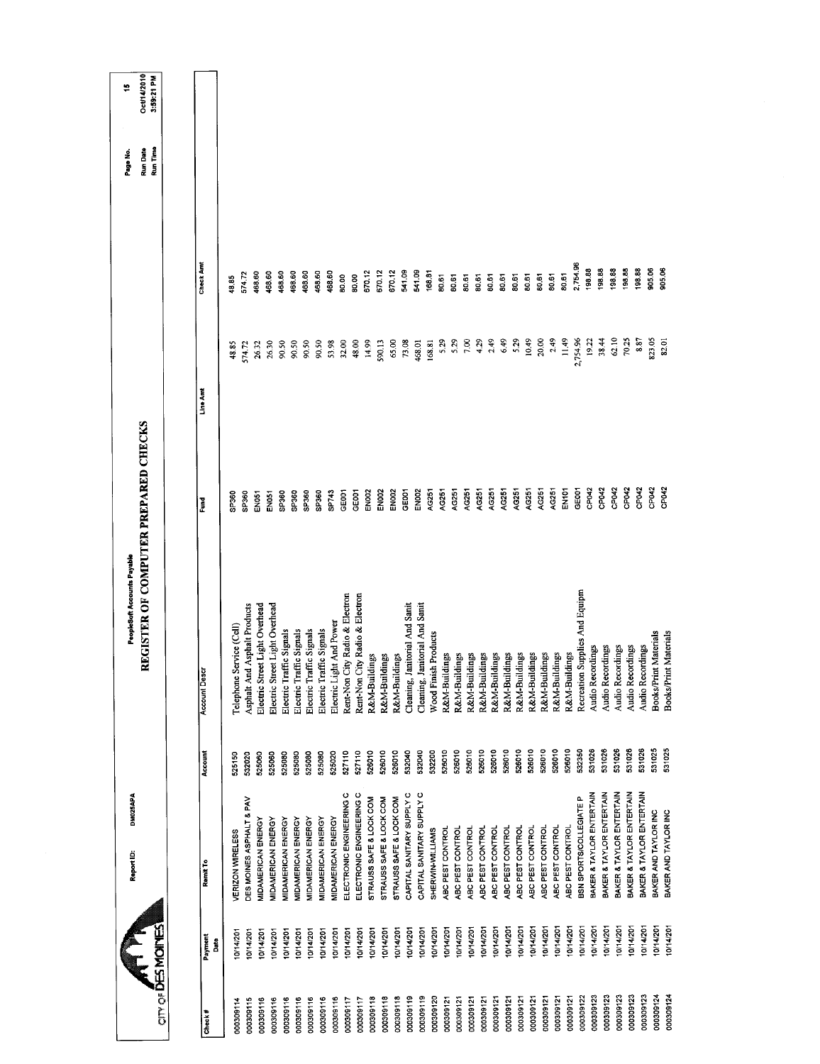CITY OF DES MOINES

Report ID: DM025APA

PeopleSoft Accounts Payable

# REGISTER OF COMPUTER PREPARED CHECKS

Page No. 15
Run Date Oct/14/2010
Run Time 3:59:21 PM

| Check # | Payment Date | Remit To | Account | Account Descr | Fund | Line Amt | Check Amt |
|---|---|---|---|---|---|---|---|
| 000309114 | 10/14/201 | VERIZON WIRELESS | 525150 | Telephone Service (Cell) | SP360 | 48.85 | 48.85 |
| 000309115 | 10/14/201 | DES MOINES ASPHALT & PAV | 532020 | Asphalt And Asphalt Products | SP360 | 574.72 | 574.72 |
| 000309116 | 10/14/201 | MIDAMERICAN ENERGY | 525060 | Electric Street Light Overhead | EN051 | 26.32 | 468.60 |
| 000309116 | 10/14/201 | MIDAMERICAN ENERGY | 525060 | Electric Street Light Overhead | EN051 | 26.30 | 468.60 |
| 000309116 | 10/14/201 | MIDAMERICAN ENERGY | 525080 | Electric Traffic Signals | SP360 | 90.50 | 468.60 |
| 000309116 | 10/14/201 | MIDAMERICAN ENERGY | 525080 | Electric Traffic Signals | SP360 | 90.50 | 468.60 |
| 000309116 | 10/14/201 | MIDAMERICAN ENERGY | 525080 | Electric Traffic Signals | SP360 | 90.50 | 468.60 |
| 000309116 | 10/14/201 | MIDAMERICAN ENERGY | 525080 | Electric Traffic Signals | SP360 | 90.50 | 468.60 |
| 000309116 | 10/14/201 | MIDAMERICAN ENERGY | 525020 | Electric Light And Power | SP743 | 53.98 | 468.60 |
| 000309117 | 10/14/201 | ELECTRONIC ENGINEERING C | 527110 | Rent-Non City Radio & Electron | GE001 | 32.00 | 80.00 |
| 000309117 | 10/14/201 | ELECTRONIC ENGINEERING C | 527110 | Rent-Non City Radio & Electron | GE001 | 48.00 | 80.00 |
| 000309118 | 10/14/201 | STRAUSS SAFE & LOCK COM | 526010 | R&M-Buildings | EN002 | 14.99 | 670.12 |
| 000309118 | 10/14/201 | STRAUSS SAFE & LOCK COM | 526010 | R&M-Buildings | EN002 | 590.13 | 670.12 |
| 000309118 | 10/14/201 | STRAUSS SAFE & LOCK COM | 526010 | R&M-Buildings | EN002 | 65.00 | 670.12 |
| 000309119 | 10/14/201 | CAPITAL SANITARY SUPPLY C | 532040 | Cleaning, Janitorial And Sanit | GE001 | 73.08 | 541.09 |
| 000309119 | 10/14/201 | CAPITAL SANITARY SUPPLY C | 532040 | Cleaning, Janitorial And Sanit | EN002 | 468.01 | 541.09 |
| 000309120 | 10/14/201 | SHERWIN-WILLIAMS | 532200 | Wood Finish Products | AG251 | 168.81 | 168.81 |
| 000309121 | 10/14/201 | ABC PEST CONTROL | 526010 | R&M-Buildings | AG251 | 5.29 | 80.61 |
| 000309121 | 10/14/201 | ABC PEST CONTROL | 526010 | R&M-Buildings | AG251 | 5.29 | 80.61 |
| 000309121 | 10/14/201 | ABC PEST CONTROL | 526010 | R&M-Buildings | AG251 | 7.00 | 80.61 |
| 000309121 | 10/14/201 | ABC PEST CONTROL | 526010 | R&M-Buildings | AG251 | 4.29 | 80.61 |
| 000309121 | 10/14/201 | ABC PEST CONTROL | 526010 | R&M-Buildings | AG251 | 2.49 | 80.61 |
| 000309121 | 10/14/201 | ABC PEST CONTROL | 526010 | R&M-Buildings | AG251 | 6.49 | 80.61 |
| 000309121 | 10/14/201 | ABC PEST CONTROL | 526010 | R&M-Buildings | AG251 | 5.29 | 80.61 |
| 000309121 | 10/14/201 | ABC PEST CONTROL | 526010 | R&M-Buildings | AG251 | 10.49 | 80.61 |
| 000309121 | 10/14/201 | ABC PEST CONTROL | 526010 | R&M-Buildings | AG251 | 20.00 | 80.61 |
| 000309121 | 10/14/201 | ABC PEST CONTROL | 526010 | R&M-Buildings | AG251 | 2.49 | 80.61 |
| 000309121 | 10/14/201 | ABC PEST CONTROL | 526010 | R&M-Buildings | EN101 | 11.49 | 80.61 |
| 000309122 | 10/14/201 | BSN SPORTS/COLLEGIATE P | 532350 | Recreation Supplies And Equipm | GE001 | 2,754.96 | 2,754.96 |
| 000309123 | 10/14/201 | BAKER & TAYLOR ENTERTAIN | 531026 | Audio Recordings | CP042 | 19.22 | 198.88 |
| 000309123 | 10/14/201 | BAKER & TAYLOR ENTERTAIN | 531026 | Audio Recordings | CP042 | 38.44 | 198.88 |
| 000309123 | 10/14/201 | BAKER & TAYLOR ENTERTAIN | 531026 | Audio Recordings | CP042 | 62.10 | 198.88 |
| 000309123 | 10/14/201 | BAKER & TAYLOR ENTERTAIN | 531026 | Audio Recordings | CP042 | 70.25 | 198.88 |
| 000309123 | 10/14/201 | BAKER & TAYLOR ENTERTAIN | 531026 | Audio Recordings | CP042 | 8.87 | 198.88 |
| 000309124 | 10/14/201 | BAKER AND TAYLOR INC | 531025 | Books/Print Materials | CP042 | 823.05 | 905.06 |
| 000309124 | 10/14/201 | BAKER AND TAYLOR INC | 531025 | Books/Print Materials | CP042 | 82.01 | 905.06 |